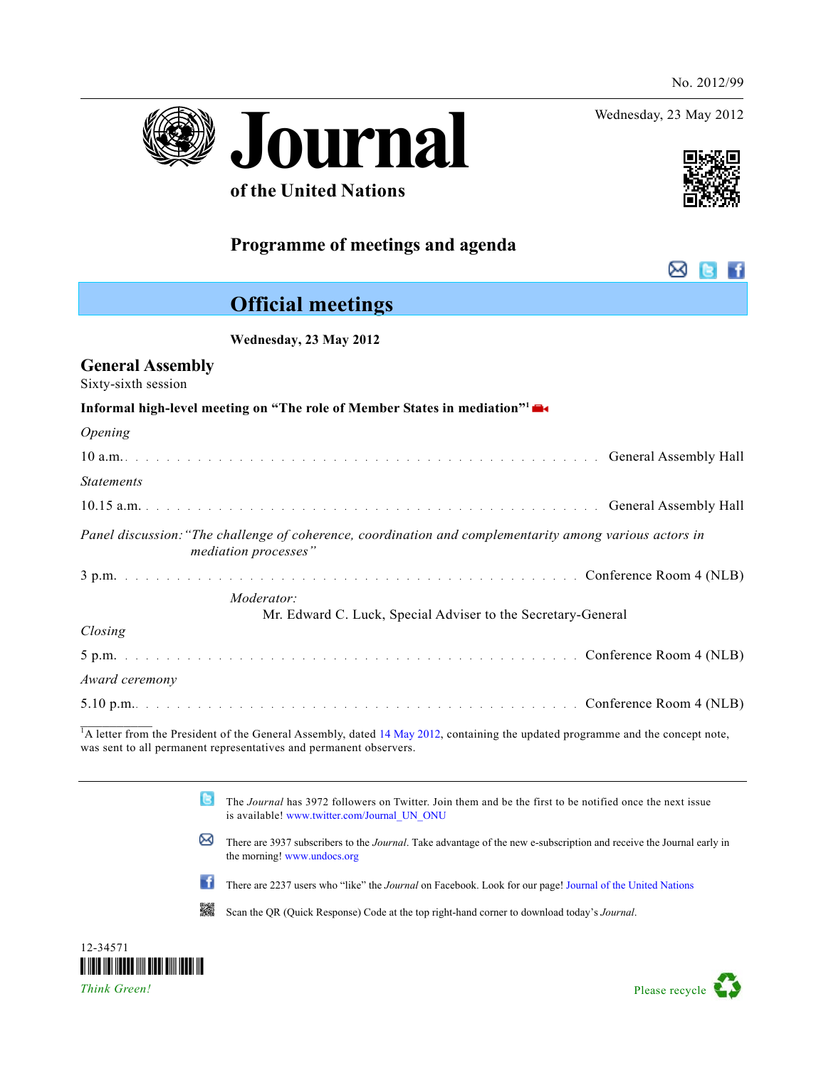No. 2012/99

Wednesday, 23 May 2012

# Journal of the United Nations

## Programme of meetings and agenda

## Official meetings

**Wednesday, 23 May 2012**

### General Assembly

Sixty-sixth session

**Informal high-level meeting on "The role of Member States in mediation"**[1]

*Opening*

10 a.m. . . . . . . . . . . . . . . . . . . . . . . . . . . . . . . . . . . . . . . . . . . . . . General Assembly Hall

*Statements*

10.15 a.m. . . . . . . . . . . . . . . . . . . . . . . . . . . . . . . . . . . . . . . . . . . . . General Assembly Hall

*Panel discussion: "The challenge of coherence, coordination and complementarity among various actors in mediation processes"*

3 p.m. . . . . . . . . . . . . . . . . . . . . . . . . . . . . . . . . . . . . . . . . . . . . Conference Room 4 (NLB)

*Moderator:*
Mr. Edward C. Luck, Special Adviser to the Secretary-General

*Closing*

5 p.m. . . . . . . . . . . . . . . . . . . . . . . . . . . . . . . . . . . . . . . . . . . . . Conference Room 4 (NLB)

*Award ceremony*

5.10 p.m. . . . . . . . . . . . . . . . . . . . . . . . . . . . . . . . . . . . . . . . . . . . Conference Room 4 (NLB)

[1] A letter from the President of the General Assembly, dated 14 May 2012, containing the updated programme and the concept note, was sent to all permanent representatives and permanent observers.

---

The *Journal* has 3972 followers on Twitter. Join them and be the first to be notified once the next issue is available! www.twitter.com/Journal_UN_ONU

There are 3937 subscribers to the *Journal*. Take advantage of the new e-subscription and receive the Journal early in the morning! www.undocs.org

There are 2237 users who "like" the *Journal* on Facebook. Look for our page! Journal of the United Nations

Scan the QR (Quick Response) Code at the top right-hand corner to download today's *Journal*.

12-34571

*Think Green!*

Please recycle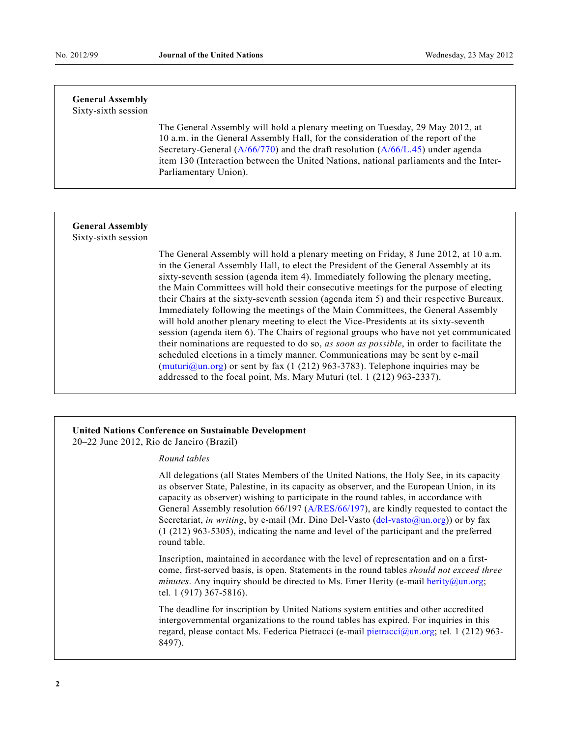**General Assembly**
Sixty-sixth session

The General Assembly will hold a plenary meeting on Tuesday, 29 May 2012, at 10 a.m. in the General Assembly Hall, for the consideration of the report of the Secretary-General (A/66/770) and the draft resolution (A/66/L.45) under agenda item 130 (Interaction between the United Nations, national parliaments and the Inter-Parliamentary Union).

---

**General Assembly**
Sixty-sixth session

The General Assembly will hold a plenary meeting on Friday, 8 June 2012, at 10 a.m. in the General Assembly Hall, to elect the President of the General Assembly at its sixty-seventh session (agenda item 4). Immediately following the plenary meeting, the Main Committees will hold their consecutive meetings for the purpose of electing their Chairs at the sixty-seventh session (agenda item 5) and their respective Bureaux. Immediately following the meetings of the Main Committees, the General Assembly will hold another plenary meeting to elect the Vice-Presidents at its sixty-seventh session (agenda item 6). The Chairs of regional groups who have not yet communicated their nominations are requested to do so, *as soon as possible*, in order to facilitate the scheduled elections in a timely manner. Communications may be sent by e-mail (muturi@un.org) or sent by fax (1 (212) 963-3783). Telephone inquiries may be addressed to the focal point, Ms. Mary Muturi (tel. 1 (212) 963-2337).

---

**United Nations Conference on Sustainable Development**
20–22 June 2012, Rio de Janeiro (Brazil)

*Round tables*

All delegations (all States Members of the United Nations, the Holy See, in its capacity as observer State, Palestine, in its capacity as observer, and the European Union, in its capacity as observer) wishing to participate in the round tables, in accordance with General Assembly resolution 66/197 (A/RES/66/197), are kindly requested to contact the Secretariat, *in writing*, by e-mail (Mr. Dino Del-Vasto (del-vasto@un.org)) or by fax (1 (212) 963-5305), indicating the name and level of the participant and the preferred round table.

Inscription, maintained in accordance with the level of representation and on a first-come, first-served basis, is open. Statements in the round tables *should not exceed three minutes*. Any inquiry should be directed to Ms. Emer Herity (e-mail herity@un.org; tel. 1 (917) 367-5816).

The deadline for inscription by United Nations system entities and other accredited intergovernmental organizations to the round tables has expired. For inquiries in this regard, please contact Ms. Federica Pietracci (e-mail pietracci@un.org; tel. 1 (212) 963-8497).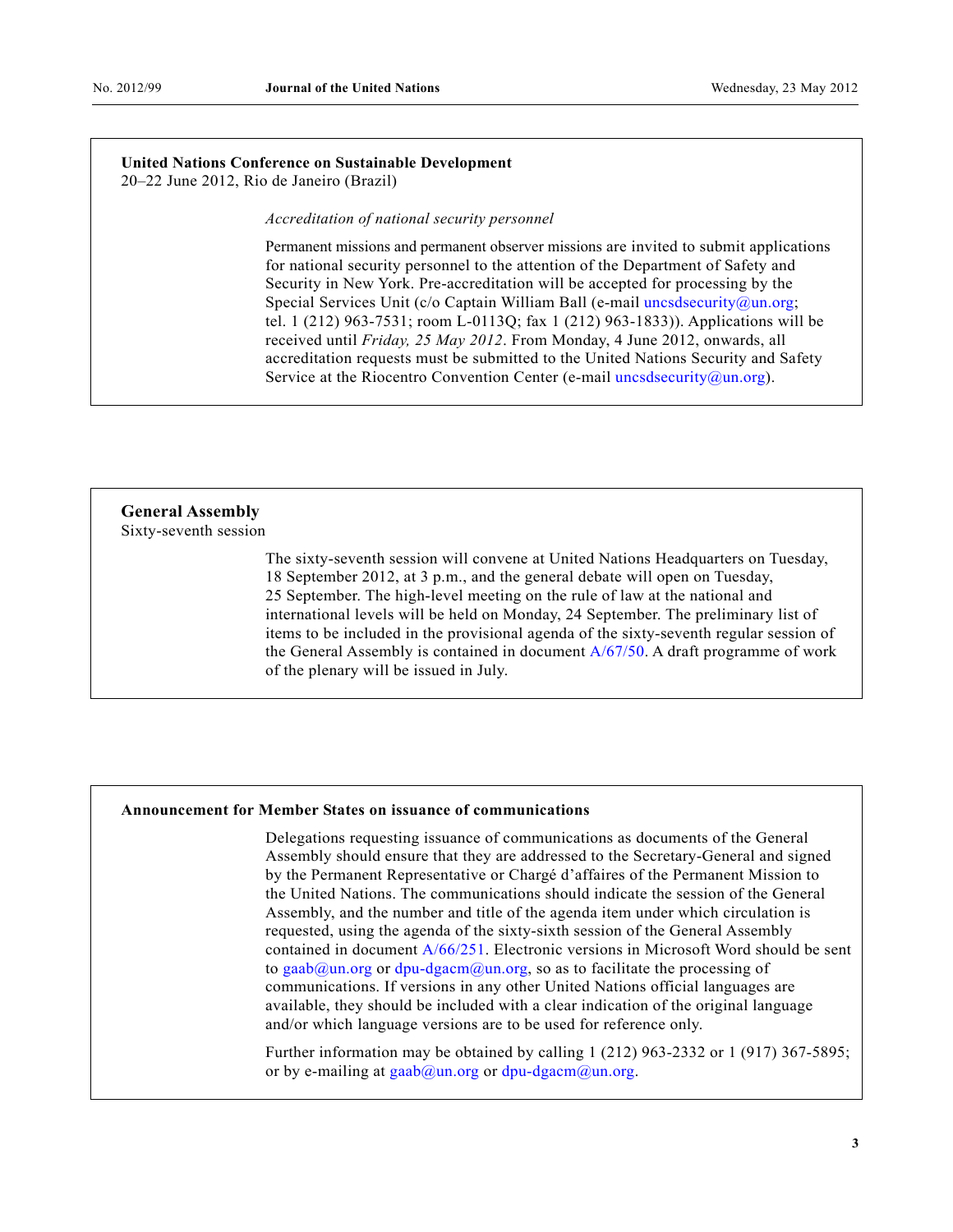**United Nations Conference on Sustainable Development**
20–22 June 2012, Rio de Janeiro (Brazil)

*Accreditation of national security personnel*

Permanent missions and permanent observer missions are invited to submit applications for national security personnel to the attention of the Department of Safety and Security in New York. Pre-accreditation will be accepted for processing by the Special Services Unit (c/o Captain William Ball (e-mail uncsdsecurity@un.org; tel. 1 (212) 963-7531; room L-0113Q; fax 1 (212) 963-1833)). Applications will be received until *Friday, 25 May 2012*. From Monday, 4 June 2012, onwards, all accreditation requests must be submitted to the United Nations Security and Safety Service at the Riocentro Convention Center (e-mail uncsdsecurity@un.org).

## General Assembly

Sixty-seventh session

The sixty-seventh session will convene at United Nations Headquarters on Tuesday, 18 September 2012, at 3 p.m., and the general debate will open on Tuesday, 25 September. The high-level meeting on the rule of law at the national and international levels will be held on Monday, 24 September. The preliminary list of items to be included in the provisional agenda of the sixty-seventh regular session of the General Assembly is contained in document A/67/50. A draft programme of work of the plenary will be issued in July.

**Announcement for Member States on issuance of communications**

Delegations requesting issuance of communications as documents of the General Assembly should ensure that they are addressed to the Secretary-General and signed by the Permanent Representative or Chargé d'affaires of the Permanent Mission to the United Nations. The communications should indicate the session of the General Assembly, and the number and title of the agenda item under which circulation is requested, using the agenda of the sixty-sixth session of the General Assembly contained in document A/66/251. Electronic versions in Microsoft Word should be sent to gaab@un.org or dpu-dgacm@un.org, so as to facilitate the processing of communications. If versions in any other United Nations official languages are available, they should be included with a clear indication of the original language and/or which language versions are to be used for reference only.

Further information may be obtained by calling 1 (212) 963-2332 or 1 (917) 367-5895; or by e-mailing at gaab@un.org or dpu-dgacm@un.org.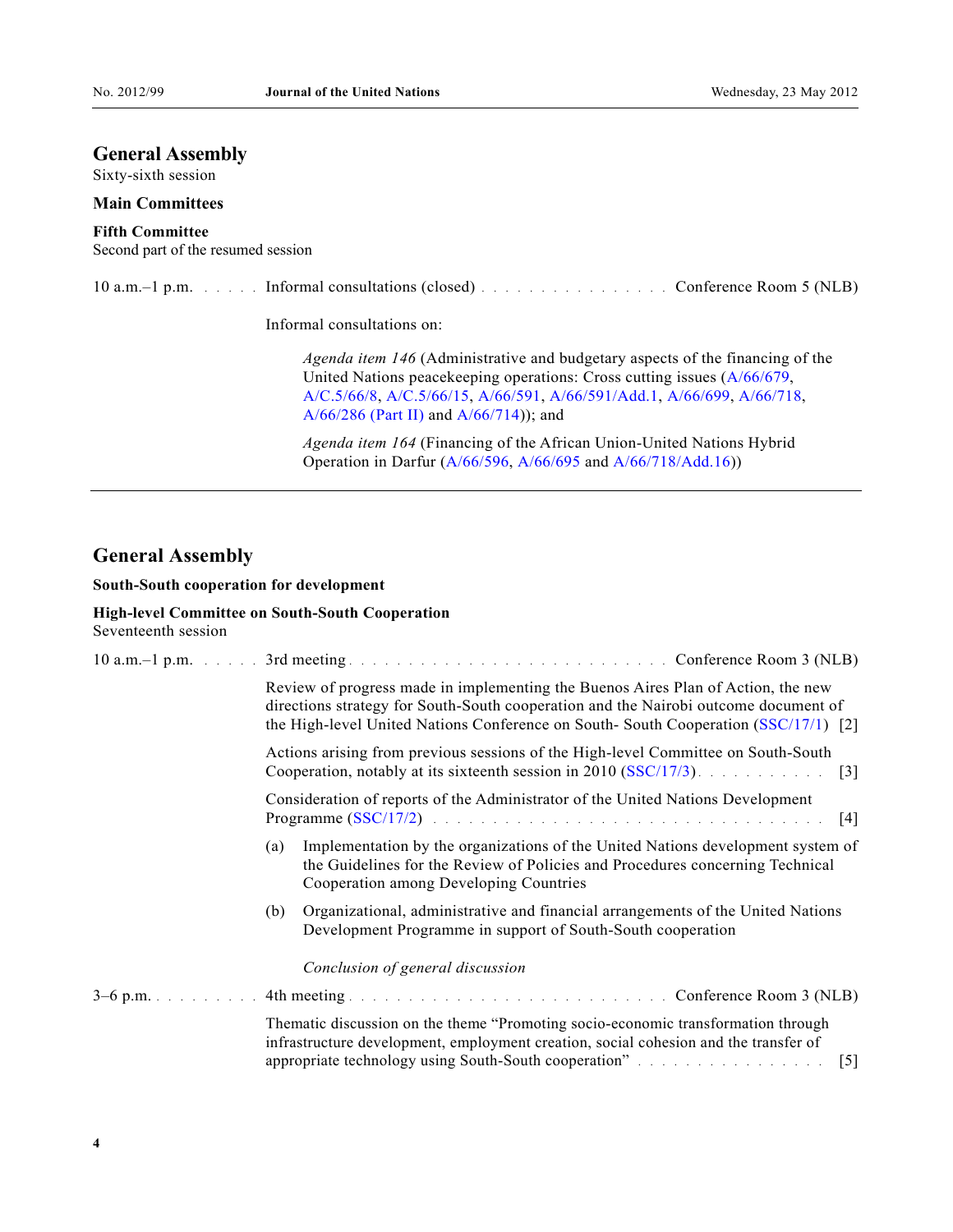# General Assembly

Sixty-sixth session

### Main Committees

#### Fifth Committee

Second part of the resumed session

10 a.m.–1 p.m. . . . . . Informal consultations (closed) . . . . . . . . . . . . . . . . Conference Room 5 (NLB)

Informal consultations on:

*Agenda item 146* (Administrative and budgetary aspects of the financing of the United Nations peacekeeping operations: Cross cutting issues (A/66/679, A/C.5/66/8, A/C.5/66/15, A/66/591, A/66/591/Add.1, A/66/699, A/66/718, A/66/286 (Part II) and A/66/714)); and

*Agenda item 164* (Financing of the African Union-United Nations Hybrid Operation in Darfur (A/66/596, A/66/695 and A/66/718/Add.16))

---

# General Assembly

### South-South cooperation for development

#### High-level Committee on South-South Cooperation

Seventeenth session

10 a.m.–1 p.m. . . . . . 3rd meeting . . . . . . . . . . . . . . . . . . . . . . . . . . Conference Room 3 (NLB)

Review of progress made in implementing the Buenos Aires Plan of Action, the new directions strategy for South-South cooperation and the Nairobi outcome document of the High-level United Nations Conference on South- South Cooperation (SSC/17/1) [2]

Actions arising from previous sessions of the High-level Committee on South-South Cooperation, notably at its sixteenth session in 2010 (SSC/17/3). . . . . . . . . . . [3]

Consideration of reports of the Administrator of the United Nations Development Programme (SSC/17/2) . . . . . . . . . . . . . . . . . . . . . . . . . . . . . . . . . [4]

(a) Implementation by the organizations of the United Nations development system of the Guidelines for the Review of Policies and Procedures concerning Technical Cooperation among Developing Countries

(b) Organizational, administrative and financial arrangements of the United Nations Development Programme in support of South-South cooperation

*Conclusion of general discussion*

3–6 p.m. . . . . . . . . . 4th meeting . . . . . . . . . . . . . . . . . . . . . . . . . . Conference Room 3 (NLB)

Thematic discussion on the theme "Promoting socio-economic transformation through infrastructure development, employment creation, social cohesion and the transfer of appropriate technology using South-South cooperation" . . . . . . . . . . . . . . . . [5]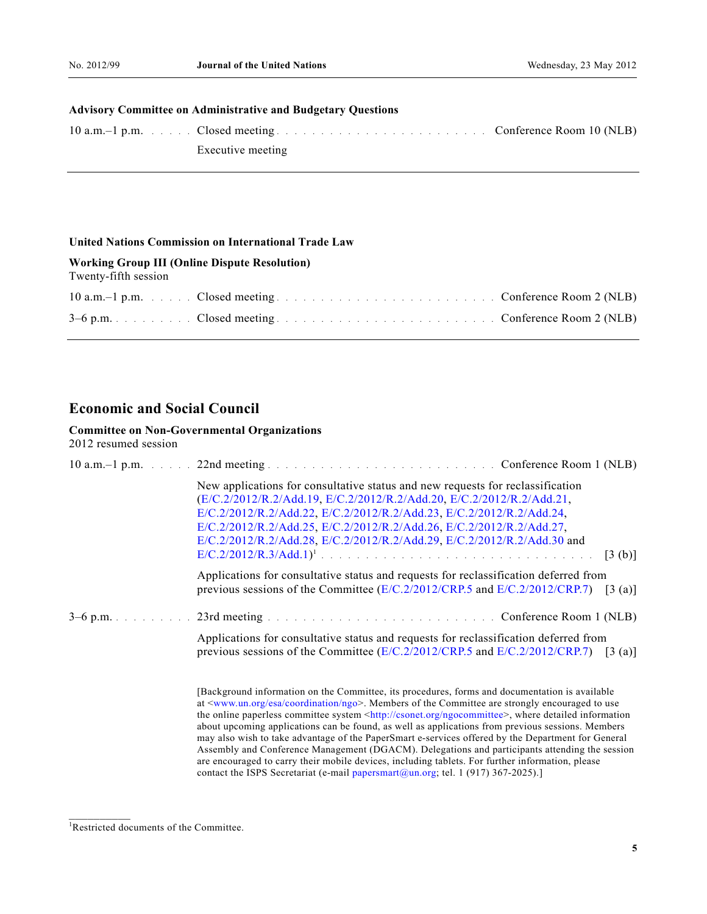**Advisory Committee on Administrative and Budgetary Questions**

10 a.m.–1 p.m. . . . . . Closed meeting . . . . . . . . . . . . . . . . . . . . . . . . Conference Room 10 (NLB)

Executive meeting

---

**United Nations Commission on International Trade Law**

**Working Group III (Online Dispute Resolution)**
Twenty-fifth session

10 a.m.–1 p.m. . . . . . Closed meeting . . . . . . . . . . . . . . . . . . . . . . . . Conference Room 2 (NLB)

3–6 p.m. . . . . . . . . . Closed meeting . . . . . . . . . . . . . . . . . . . . . . . . Conference Room 2 (NLB)

---

## Economic and Social Council

**Committee on Non-Governmental Organizations**
2012 resumed session

10 a.m.–1 p.m. . . . . . 22nd meeting . . . . . . . . . . . . . . . . . . . . . . . . Conference Room 1 (NLB)

New applications for consultative status and new requests for reclassification (E/C.2/2012/R.2/Add.19, E/C.2/2012/R.2/Add.20, E/C.2/2012/R.2/Add.21, E/C.2/2012/R.2/Add.22, E/C.2/2012/R.2/Add.23, E/C.2/2012/R.2/Add.24, E/C.2/2012/R.2/Add.25, E/C.2/2012/R.2/Add.26, E/C.2/2012/R.2/Add.27, E/C.2/2012/R.2/Add.28, E/C.2/2012/R.2/Add.29, E/C.2/2012/R.2/Add.30 and E/C.2/2012/R.3/Add.1)[1] . . . . . . . . . . . . . . . . . . . . . . . . . . . . . [3 (b)]

Applications for consultative status and requests for reclassification deferred from previous sessions of the Committee (E/C.2/2012/CRP.5 and E/C.2/2012/CRP.7) [3 (a)]

3–6 p.m. . . . . . . . . . 23rd meeting . . . . . . . . . . . . . . . . . . . . . . . . Conference Room 1 (NLB)

Applications for consultative status and requests for reclassification deferred from previous sessions of the Committee (E/C.2/2012/CRP.5 and E/C.2/2012/CRP.7) [3 (a)]

[Background information on the Committee, its procedures, forms and documentation is available at <www.un.org/esa/coordination/ngo>. Members of the Committee are strongly encouraged to use the online paperless committee system <http://csonet.org/ngocommittee>, where detailed information about upcoming applications can be found, as well as applications from previous sessions. Members may also wish to take advantage of the PaperSmart e-services offered by the Department for General Assembly and Conference Management (DGACM). Delegations and participants attending the session are encouraged to carry their mobile devices, including tablets. For further information, please contact the ISPS Secretariat (e-mail papersmart@un.org; tel. 1 (917) 367-2025).]

---

[1]Restricted documents of the Committee.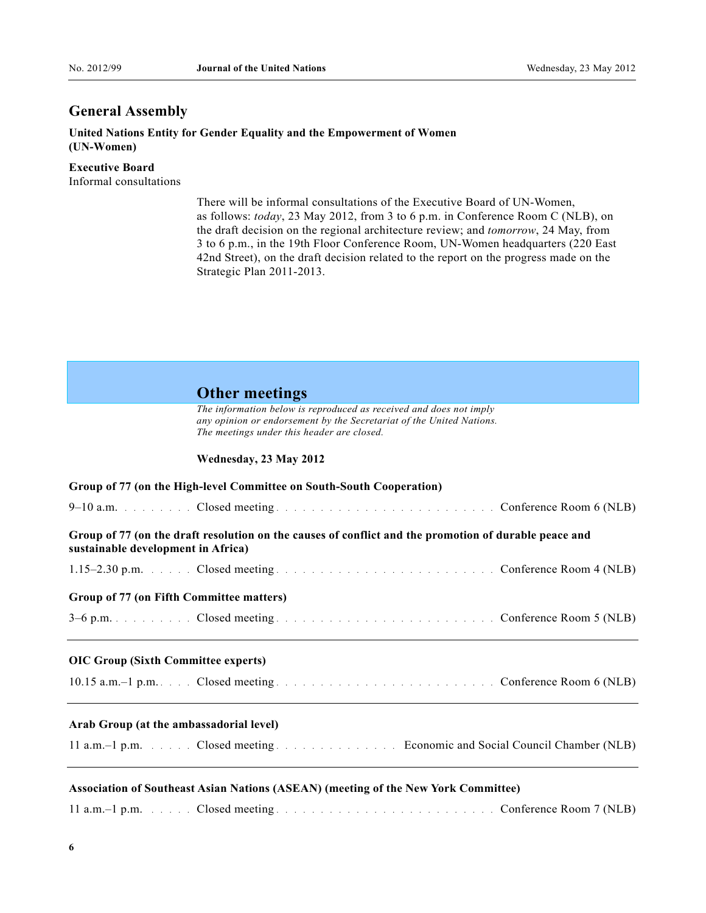## General Assembly

**United Nations Entity for Gender Equality and the Empowerment of Women (UN-Women)**

**Executive Board**
Informal consultations

There will be informal consultations of the Executive Board of UN-Women, as follows: *today*, 23 May 2012, from 3 to 6 p.m. in Conference Room C (NLB), on the draft decision on the regional architecture review; and *tomorrow*, 24 May, from 3 to 6 p.m., in the 19th Floor Conference Room, UN-Women headquarters (220 East 42nd Street), on the draft decision related to the report on the progress made on the Strategic Plan 2011-2013.

## Other meetings

*The information below is reproduced as received and does not imply any opinion or endorsement by the Secretariat of the United Nations. The meetings under this header are closed.*

**Wednesday, 23 May 2012**

**Group of 77 (on the High-level Committee on South-South Cooperation)**

9–10 a.m. . . . . . . . . Closed meeting . . . . . . . . . . . . . . . . . . . . . . . . Conference Room 6 (NLB)

**Group of 77 (on the draft resolution on the causes of conflict and the promotion of durable peace and sustainable development in Africa)**

1.15–2.30 p.m. . . . . . Closed meeting . . . . . . . . . . . . . . . . . . . . . . . . Conference Room 4 (NLB)

**Group of 77 (on Fifth Committee matters)**

3–6 p.m. . . . . . . . . . Closed meeting . . . . . . . . . . . . . . . . . . . . . . . . Conference Room 5 (NLB)

---

**OIC Group (Sixth Committee experts)**

10.15 a.m.–1 p.m. . . . . Closed meeting . . . . . . . . . . . . . . . . . . . . . . . . Conference Room 6 (NLB)

---

**Arab Group (at the ambassadorial level)**

11 a.m.–1 p.m. . . . . . Closed meeting . . . . . . . . . . . . . . . Economic and Social Council Chamber (NLB)

---

**Association of Southeast Asian Nations (ASEAN) (meeting of the New York Committee)**

11 a.m.–1 p.m. . . . . . Closed meeting . . . . . . . . . . . . . . . . . . . . . . . . Conference Room 7 (NLB)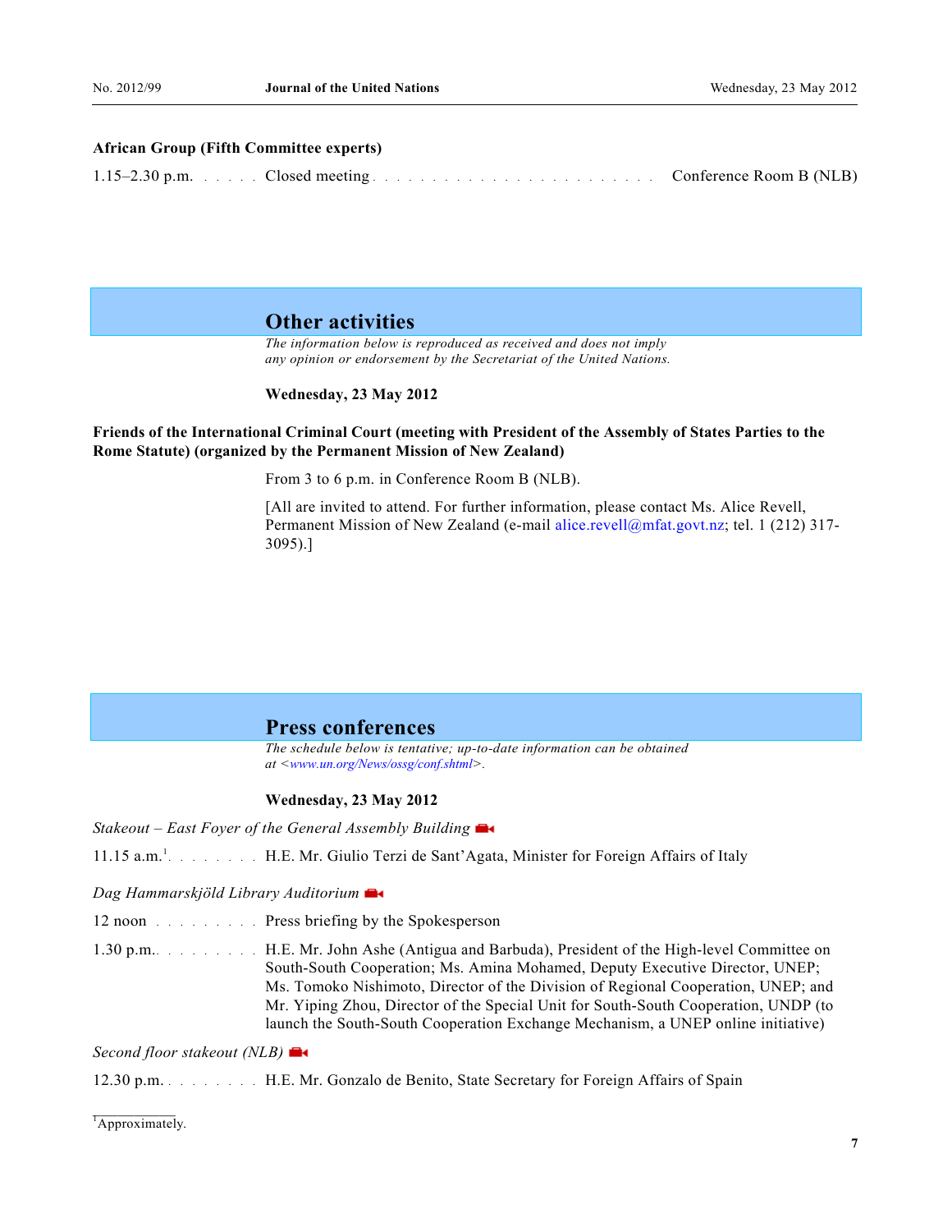**African Group (Fifth Committee experts)**

1.15–2.30 p.m. . . . . . Closed meeting . . . . . . . . . . . . . . . . . . . . . . . . Conference Room B (NLB)

## Other activities

*The information below is reproduced as received and does not imply any opinion or endorsement by the Secretariat of the United Nations.*

**Wednesday, 23 May 2012**

**Friends of the International Criminal Court (meeting with President of the Assembly of States Parties to the Rome Statute) (organized by the Permanent Mission of New Zealand)**

From 3 to 6 p.m. in Conference Room B (NLB).

[All are invited to attend. For further information, please contact Ms. Alice Revell, Permanent Mission of New Zealand (e-mail alice.revell@mfat.govt.nz; tel. 1 (212) 317-3095).]

## Press conferences

*The schedule below is tentative; up-to-date information can be obtained at <www.un.org/News/ossg/conf.shtml>.*

**Wednesday, 23 May 2012**

*Stakeout – East Foyer of the General Assembly Building*

11.15 a.m.[1] . . . . . . . . H.E. Mr. Giulio Terzi de Sant'Agata, Minister for Foreign Affairs of Italy

*Dag Hammarskjöld Library Auditorium*

12 noon . . . . . . . . . Press briefing by the Spokesperson

1.30 p.m. . . . . . . . . . H.E. Mr. John Ashe (Antigua and Barbuda), President of the High-level Committee on South-South Cooperation; Ms. Amina Mohamed, Deputy Executive Director, UNEP; Ms. Tomoko Nishimoto, Director of the Division of Regional Cooperation, UNEP; and Mr. Yiping Zhou, Director of the Special Unit for South-South Cooperation, UNDP (to launch the South-South Cooperation Exchange Mechanism, a UNEP online initiative)

*Second floor stakeout (NLB)*

12.30 p.m. . . . . . . . . H.E. Mr. Gonzalo de Benito, State Secretary for Foreign Affairs of Spain

[1] Approximately.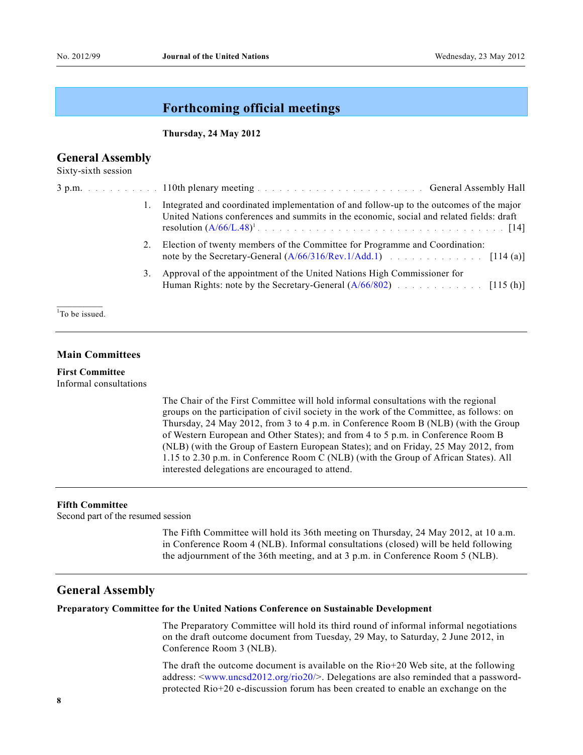# Forthcoming official meetings

**Thursday, 24 May 2012**

## General Assembly

Sixty-sixth session

3 p.m. . . . . . . . . . . 110th plenary meeting . . . . . . . . . . . . . . . . . . . . . . General Assembly Hall

1. Integrated and coordinated implementation of and follow-up to the outcomes of the major United Nations conferences and summits in the economic, social and related fields: draft resolution (A/66/L.48)[1] . . . . . . . . . . . . . . . . . . . . . . . . . . . . . . . . [14]

2. Election of twenty members of the Committee for Programme and Coordination: note by the Secretary-General (A/66/316/Rev.1/Add.1) . . . . . . . . . . . . . . [114 (a)]

3. Approval of the appointment of the United Nations High Commissioner for Human Rights: note by the Secretary-General (A/66/802) . . . . . . . . . . . . . [115 (h)]

[1]To be issued.

---

### Main Committees

**First Committee**

Informal consultations

The Chair of the First Committee will hold informal consultations with the regional groups on the participation of civil society in the work of the Committee, as follows: on Thursday, 24 May 2012, from 3 to 4 p.m. in Conference Room B (NLB) (with the Group of Western European and Other States); and from 4 to 5 p.m. in Conference Room B (NLB) (with the Group of Eastern European States); and on Friday, 25 May 2012, from 1.15 to 2.30 p.m. in Conference Room C (NLB) (with the Group of African States). All interested delegations are encouraged to attend.

---

**Fifth Committee**

Second part of the resumed session

The Fifth Committee will hold its 36th meeting on Thursday, 24 May 2012, at 10 a.m. in Conference Room 4 (NLB). Informal consultations (closed) will be held following the adjournment of the 36th meeting, and at 3 p.m. in Conference Room 5 (NLB).

---

## General Assembly

**Preparatory Committee for the United Nations Conference on Sustainable Development**

The Preparatory Committee will hold its third round of informal informal negotiations on the draft outcome document from Tuesday, 29 May, to Saturday, 2 June 2012, in Conference Room 3 (NLB).

The draft the outcome document is available on the Rio+20 Web site, at the following address: <www.uncsd2012.org/rio20/>. Delegations are also reminded that a password-protected Rio+20 e-discussion forum has been created to enable an exchange on the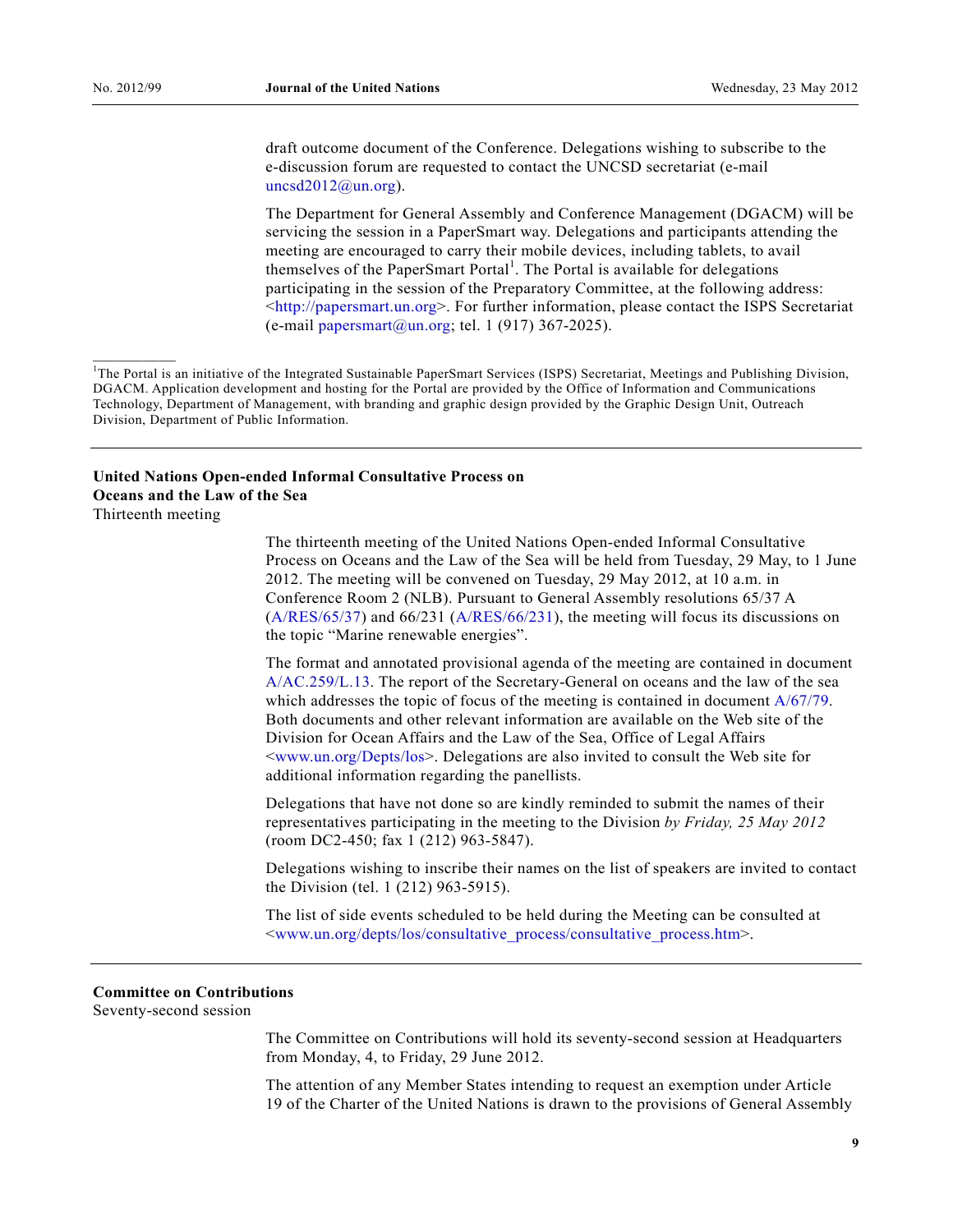draft outcome document of the Conference. Delegations wishing to subscribe to the e-discussion forum are requested to contact the UNCSD secretariat (e-mail uncsd2012@un.org).

The Department for General Assembly and Conference Management (DGACM) will be servicing the session in a PaperSmart way. Delegations and participants attending the meeting are encouraged to carry their mobile devices, including tablets, to avail themselves of the PaperSmart Portal[1]. The Portal is available for delegations participating in the session of the Preparatory Committee, at the following address: <http://papersmart.un.org>. For further information, please contact the ISPS Secretariat (e-mail papersmart@un.org; tel. 1 (917) 367-2025).

---

[1]The Portal is an initiative of the Integrated Sustainable PaperSmart Services (ISPS) Secretariat, Meetings and Publishing Division, DGACM. Application development and hosting for the Portal are provided by the Office of Information and Communications Technology, Department of Management, with branding and graphic design provided by the Graphic Design Unit, Outreach Division, Department of Public Information.

---

**United Nations Open-ended Informal Consultative Process on Oceans and the Law of the Sea**
Thirteenth meeting

The thirteenth meeting of the United Nations Open-ended Informal Consultative Process on Oceans and the Law of the Sea will be held from Tuesday, 29 May, to 1 June 2012. The meeting will be convened on Tuesday, 29 May 2012, at 10 a.m. in Conference Room 2 (NLB). Pursuant to General Assembly resolutions 65/37 A (A/RES/65/37) and 66/231 (A/RES/66/231), the meeting will focus its discussions on the topic "Marine renewable energies".

The format and annotated provisional agenda of the meeting are contained in document A/AC.259/L.13. The report of the Secretary-General on oceans and the law of the sea which addresses the topic of focus of the meeting is contained in document A/67/79. Both documents and other relevant information are available on the Web site of the Division for Ocean Affairs and the Law of the Sea, Office of Legal Affairs <www.un.org/Depts/los>. Delegations are also invited to consult the Web site for additional information regarding the panellists.

Delegations that have not done so are kindly reminded to submit the names of their representatives participating in the meeting to the Division *by Friday, 25 May 2012* (room DC2-450; fax 1 (212) 963-5847).

Delegations wishing to inscribe their names on the list of speakers are invited to contact the Division (tel. 1 (212) 963-5915).

The list of side events scheduled to be held during the Meeting can be consulted at <www.un.org/depts/los/consultative_process/consultative_process.htm>.

---

**Committee on Contributions**
Seventy-second session

The Committee on Contributions will hold its seventy-second session at Headquarters from Monday, 4, to Friday, 29 June 2012.

The attention of any Member States intending to request an exemption under Article 19 of the Charter of the United Nations is drawn to the provisions of General Assembly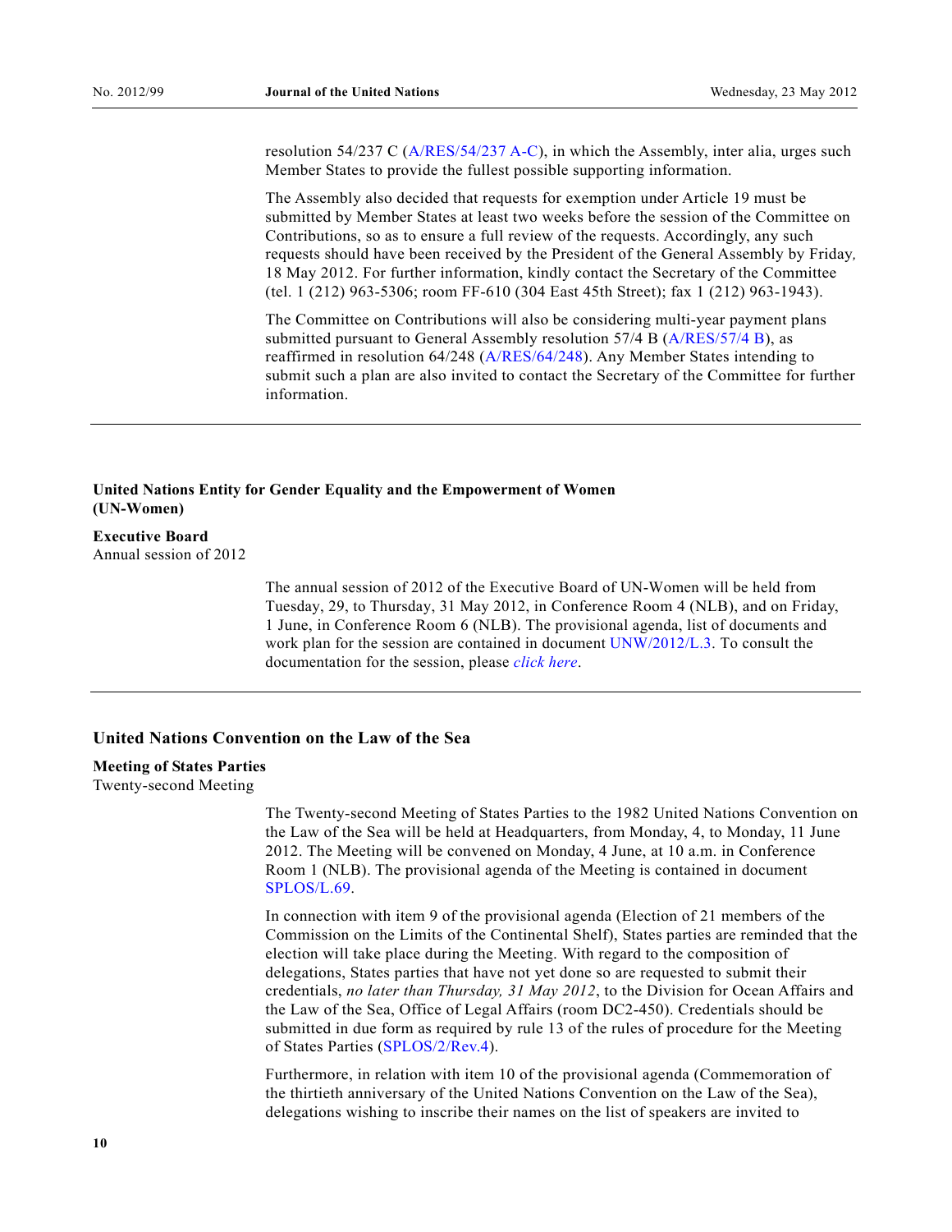resolution 54/237 C (A/RES/54/237 A-C), in which the Assembly, inter alia, urges such Member States to provide the fullest possible supporting information.

The Assembly also decided that requests for exemption under Article 19 must be submitted by Member States at least two weeks before the session of the Committee on Contributions, so as to ensure a full review of the requests. Accordingly, any such requests should have been received by the President of the General Assembly by Friday, 18 May 2012. For further information, kindly contact the Secretary of the Committee (tel. 1 (212) 963-5306; room FF-610 (304 East 45th Street); fax 1 (212) 963-1943).

The Committee on Contributions will also be considering multi-year payment plans submitted pursuant to General Assembly resolution 57/4 B (A/RES/57/4 B), as reaffirmed in resolution 64/248 (A/RES/64/248). Any Member States intending to submit such a plan are also invited to contact the Secretary of the Committee for further information.

---

## United Nations Entity for Gender Equality and the Empowerment of Women (UN-Women)

**Executive Board**
Annual session of 2012

The annual session of 2012 of the Executive Board of UN-Women will be held from Tuesday, 29, to Thursday, 31 May 2012, in Conference Room 4 (NLB), and on Friday, 1 June, in Conference Room 6 (NLB). The provisional agenda, list of documents and work plan for the session are contained in document UNW/2012/L.3. To consult the documentation for the session, please *click here*.

---

## United Nations Convention on the Law of the Sea

**Meeting of States Parties**
Twenty-second Meeting

The Twenty-second Meeting of States Parties to the 1982 United Nations Convention on the Law of the Sea will be held at Headquarters, from Monday, 4, to Monday, 11 June 2012. The Meeting will be convened on Monday, 4 June, at 10 a.m. in Conference Room 1 (NLB). The provisional agenda of the Meeting is contained in document SPLOS/L.69.

In connection with item 9 of the provisional agenda (Election of 21 members of the Commission on the Limits of the Continental Shelf), States parties are reminded that the election will take place during the Meeting. With regard to the composition of delegations, States parties that have not yet done so are requested to submit their credentials, *no later than Thursday, 31 May 2012*, to the Division for Ocean Affairs and the Law of the Sea, Office of Legal Affairs (room DC2-450). Credentials should be submitted in due form as required by rule 13 of the rules of procedure for the Meeting of States Parties (SPLOS/2/Rev.4).

Furthermore, in relation with item 10 of the provisional agenda (Commemoration of the thirtieth anniversary of the United Nations Convention on the Law of the Sea), delegations wishing to inscribe their names on the list of speakers are invited to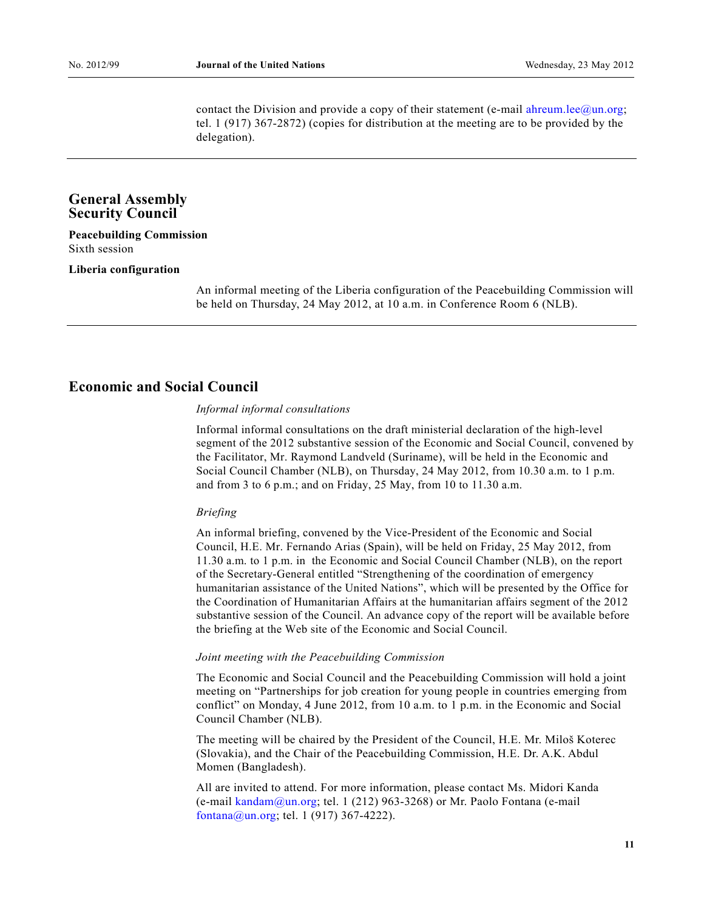contact the Division and provide a copy of their statement (e-mail ahreum.lee@un.org; tel. 1 (917) 367-2872) (copies for distribution at the meeting are to be provided by the delegation).

---

## General Assembly
## Security Council

**Peacebuilding Commission**
Sixth session

**Liberia configuration**

An informal meeting of the Liberia configuration of the Peacebuilding Commission will be held on Thursday, 24 May 2012, at 10 a.m. in Conference Room 6 (NLB).

---

## Economic and Social Council

*Informal informal consultations*

Informal informal consultations on the draft ministerial declaration of the high-level segment of the 2012 substantive session of the Economic and Social Council, convened by the Facilitator, Mr. Raymond Landveld (Suriname), will be held in the Economic and Social Council Chamber (NLB), on Thursday, 24 May 2012, from 10.30 a.m. to 1 p.m. and from 3 to 6 p.m.; and on Friday, 25 May, from 10 to 11.30 a.m.

*Briefing*

An informal briefing, convened by the Vice-President of the Economic and Social Council, H.E. Mr. Fernando Arias (Spain), will be held on Friday, 25 May 2012, from 11.30 a.m. to 1 p.m. in the Economic and Social Council Chamber (NLB), on the report of the Secretary-General entitled “Strengthening of the coordination of emergency humanitarian assistance of the United Nations”, which will be presented by the Office for the Coordination of Humanitarian Affairs at the humanitarian affairs segment of the 2012 substantive session of the Council. An advance copy of the report will be available before the briefing at the Web site of the Economic and Social Council.

*Joint meeting with the Peacebuilding Commission*

The Economic and Social Council and the Peacebuilding Commission will hold a joint meeting on “Partnerships for job creation for young people in countries emerging from conflict” on Monday, 4 June 2012, from 10 a.m. to 1 p.m. in the Economic and Social Council Chamber (NLB).

The meeting will be chaired by the President of the Council, H.E. Mr. Miloš Koterec (Slovakia), and the Chair of the Peacebuilding Commission, H.E. Dr. A.K. Abdul Momen (Bangladesh).

All are invited to attend. For more information, please contact Ms. Midori Kanda (e-mail kandam@un.org; tel. 1 (212) 963-3268) or Mr. Paolo Fontana (e-mail fontana@un.org; tel. 1 (917) 367-4222).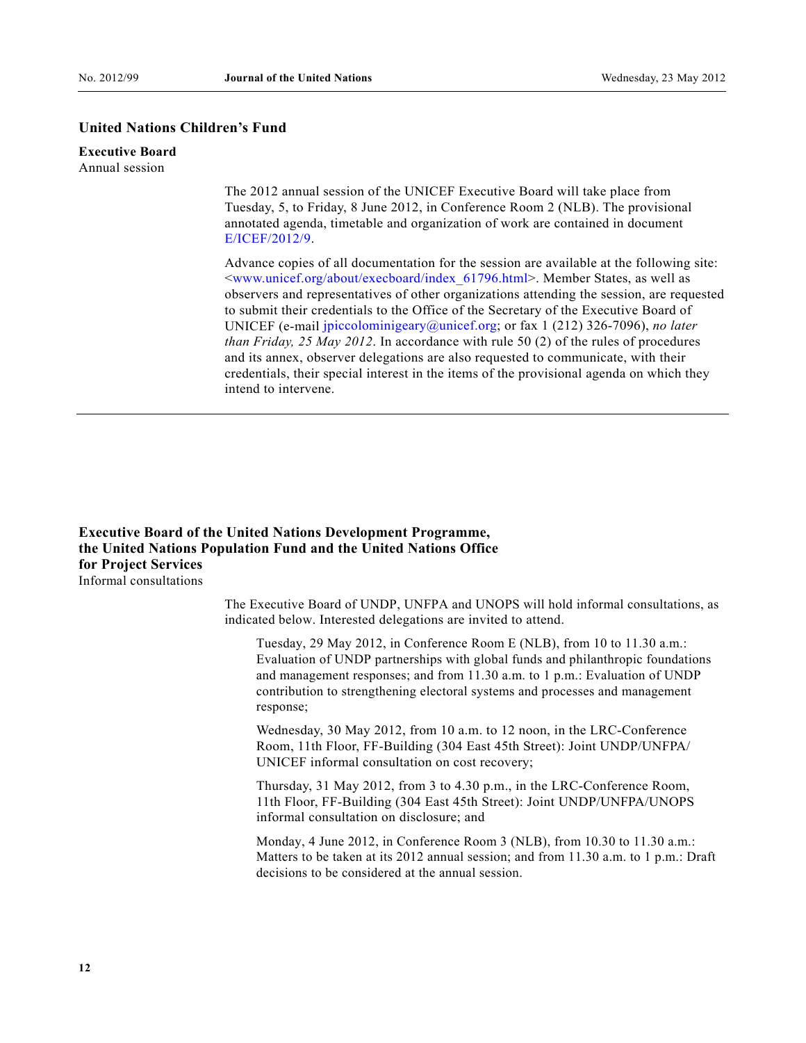## United Nations Children's Fund

**Executive Board**
Annual session

The 2012 annual session of the UNICEF Executive Board will take place from Tuesday, 5, to Friday, 8 June 2012, in Conference Room 2 (NLB). The provisional annotated agenda, timetable and organization of work are contained in document E/ICEF/2012/9.

Advance copies of all documentation for the session are available at the following site: <www.unicef.org/about/execboard/index_61796.html>. Member States, as well as observers and representatives of other organizations attending the session, are requested to submit their credentials to the Office of the Secretary of the Executive Board of UNICEF (e-mail jpiccolominigeary@unicef.org; or fax 1 (212) 326-7096), *no later than Friday, 25 May 2012*. In accordance with rule 50 (2) of the rules of procedures and its annex, observer delegations are also requested to communicate, with their credentials, their special interest in the items of the provisional agenda on which they intend to intervene.

---

## Executive Board of the United Nations Development Programme, the United Nations Population Fund and the United Nations Office for Project Services

Informal consultations

The Executive Board of UNDP, UNFPA and UNOPS will hold informal consultations, as indicated below. Interested delegations are invited to attend.

> Tuesday, 29 May 2012, in Conference Room E (NLB), from 10 to 11.30 a.m.: Evaluation of UNDP partnerships with global funds and philanthropic foundations and management responses; and from 11.30 a.m. to 1 p.m.: Evaluation of UNDP contribution to strengthening electoral systems and processes and management response;
>
> Wednesday, 30 May 2012, from 10 a.m. to 12 noon, in the LRC-Conference Room, 11th Floor, FF-Building (304 East 45th Street): Joint UNDP/UNFPA/UNICEF informal consultation on cost recovery;
>
> Thursday, 31 May 2012, from 3 to 4.30 p.m., in the LRC-Conference Room, 11th Floor, FF-Building (304 East 45th Street): Joint UNDP/UNFPA/UNOPS informal consultation on disclosure; and
>
> Monday, 4 June 2012, in Conference Room 3 (NLB), from 10.30 to 11.30 a.m.: Matters to be taken at its 2012 annual session; and from 11.30 a.m. to 1 p.m.: Draft decisions to be considered at the annual session.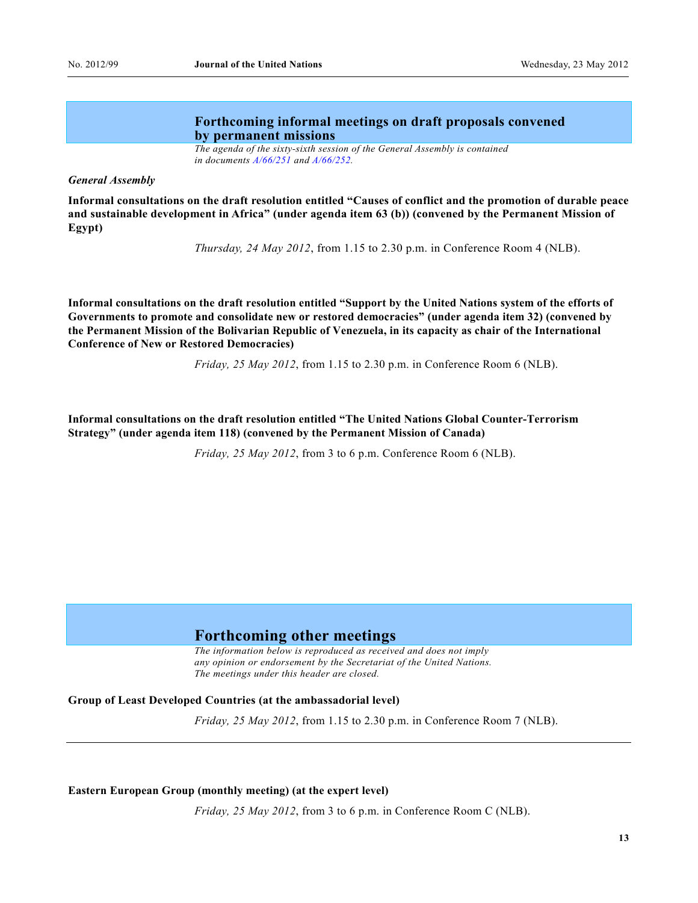## Forthcoming informal meetings on draft proposals convened by permanent missions

*The agenda of the sixty-sixth session of the General Assembly is contained in documents A/66/251 and A/66/252.*

*General Assembly*

**Informal consultations on the draft resolution entitled "Causes of conflict and the promotion of durable peace and sustainable development in Africa" (under agenda item 63 (b)) (convened by the Permanent Mission of Egypt)**

*Thursday, 24 May 2012*, from 1.15 to 2.30 p.m. in Conference Room 4 (NLB).

**Informal consultations on the draft resolution entitled "Support by the United Nations system of the efforts of Governments to promote and consolidate new or restored democracies" (under agenda item 32) (convened by the Permanent Mission of the Bolivarian Republic of Venezuela, in its capacity as chair of the International Conference of New or Restored Democracies)**

*Friday, 25 May 2012*, from 1.15 to 2.30 p.m. in Conference Room 6 (NLB).

**Informal consultations on the draft resolution entitled "The United Nations Global Counter-Terrorism Strategy" (under agenda item 118) (convened by the Permanent Mission of Canada)**

*Friday, 25 May 2012*, from 3 to 6 p.m. Conference Room 6 (NLB).

## Forthcoming other meetings

*The information below is reproduced as received and does not imply any opinion or endorsement by the Secretariat of the United Nations. The meetings under this header are closed.*

**Group of Least Developed Countries (at the ambassadorial level)**

*Friday, 25 May 2012*, from 1.15 to 2.30 p.m. in Conference Room 7 (NLB).

---

**Eastern European Group (monthly meeting) (at the expert level)**

*Friday, 25 May 2012*, from 3 to 6 p.m. in Conference Room C (NLB).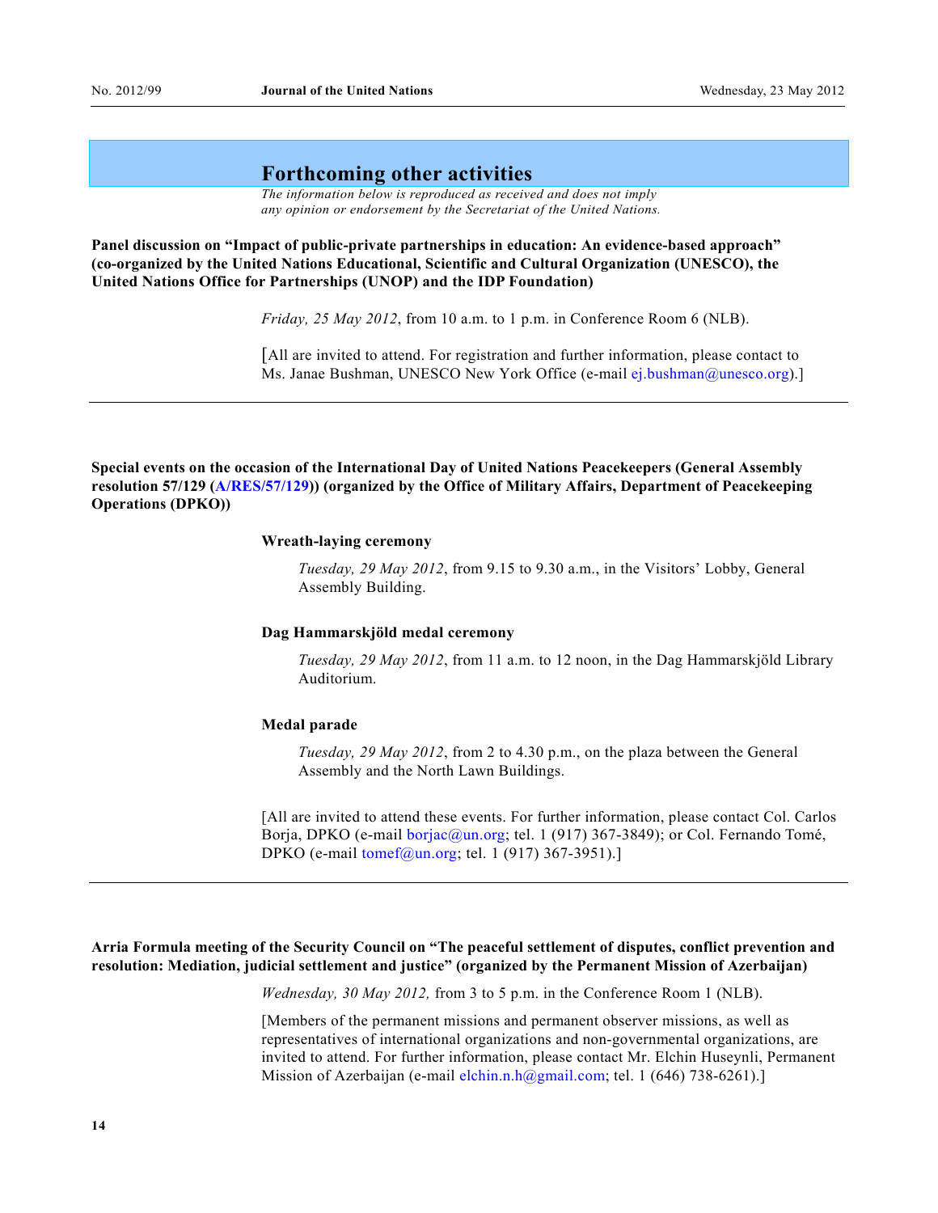## Forthcoming other activities

*The information below is reproduced as received and does not imply any opinion or endorsement by the Secretariat of the United Nations.*

**Panel discussion on "Impact of public-private partnerships in education: An evidence-based approach" (co-organized by the United Nations Educational, Scientific and Cultural Organization (UNESCO), the United Nations Office for Partnerships (UNOP) and the IDP Foundation)**

*Friday, 25 May 2012*, from 10 a.m. to 1 p.m. in Conference Room 6 (NLB).

[All are invited to attend. For registration and further information, please contact to Ms. Janae Bushman, UNESCO New York Office (e-mail ej.bushman@unesco.org).]

---

**Special events on the occasion of the International Day of United Nations Peacekeepers (General Assembly resolution 57/129 (A/RES/57/129)) (organized by the Office of Military Affairs, Department of Peacekeeping Operations (DPKO))**

**Wreath-laying ceremony**

*Tuesday, 29 May 2012*, from 9.15 to 9.30 a.m., in the Visitors' Lobby, General Assembly Building.

**Dag Hammarskjöld medal ceremony**

*Tuesday, 29 May 2012*, from 11 a.m. to 12 noon, in the Dag Hammarskjöld Library Auditorium.

**Medal parade**

*Tuesday, 29 May 2012*, from 2 to 4.30 p.m., on the plaza between the General Assembly and the North Lawn Buildings.

[All are invited to attend these events. For further information, please contact Col. Carlos Borja, DPKO (e-mail borjac@un.org; tel. 1 (917) 367-3849); or Col. Fernando Tomé, DPKO (e-mail tomef@un.org; tel. 1 (917) 367-3951).]

---

**Arria Formula meeting of the Security Council on "The peaceful settlement of disputes, conflict prevention and resolution: Mediation, judicial settlement and justice" (organized by the Permanent Mission of Azerbaijan)**

*Wednesday, 30 May 2012,* from 3 to 5 p.m. in the Conference Room 1 (NLB).

[Members of the permanent missions and permanent observer missions, as well as representatives of international organizations and non-governmental organizations, are invited to attend. For further information, please contact Mr. Elchin Huseynli, Permanent Mission of Azerbaijan (e-mail elchin.n.h@gmail.com; tel. 1 (646) 738-6261).]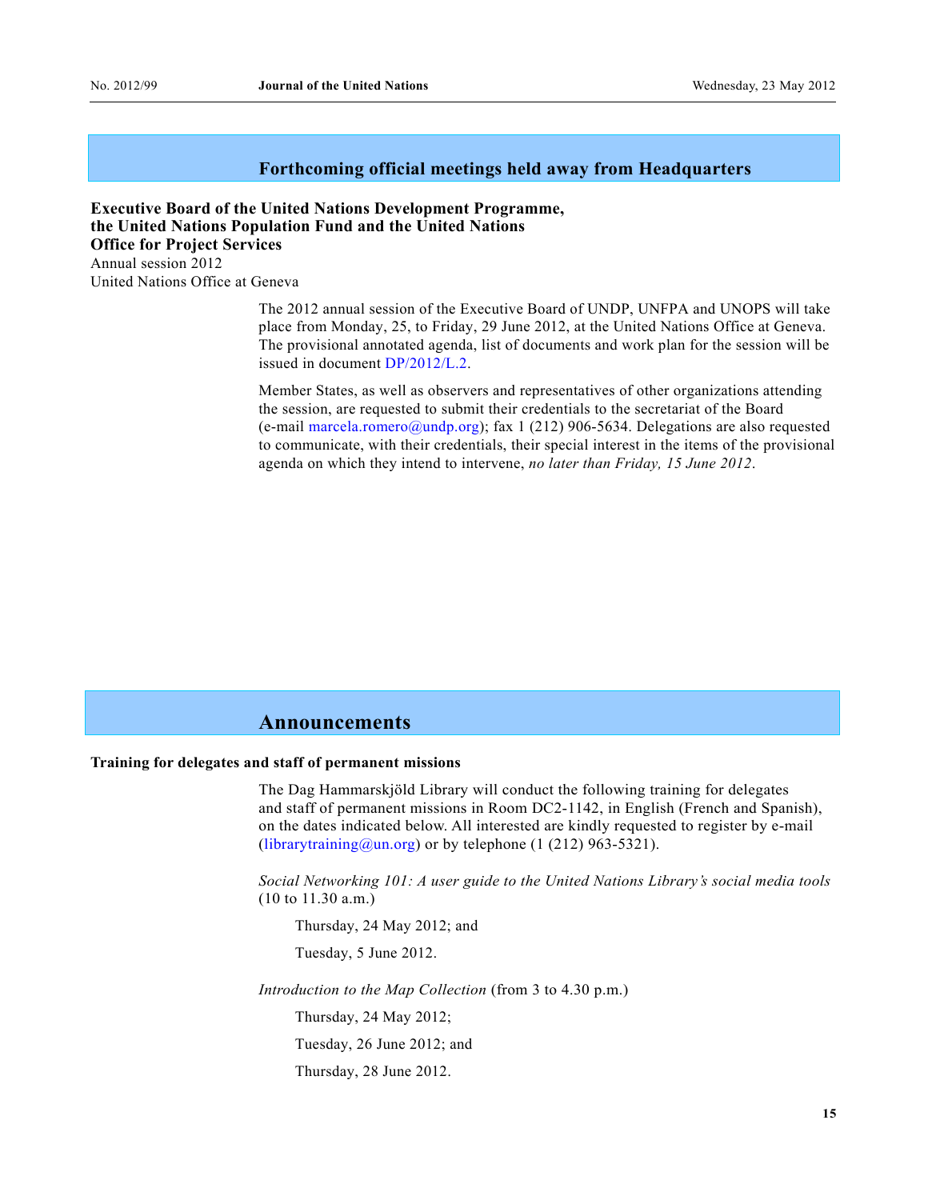## Forthcoming official meetings held away from Headquarters

**Executive Board of the United Nations Development Programme, the United Nations Population Fund and the United Nations Office for Project Services**
Annual session 2012
United Nations Office at Geneva

The 2012 annual session of the Executive Board of UNDP, UNFPA and UNOPS will take place from Monday, 25, to Friday, 29 June 2012, at the United Nations Office at Geneva. The provisional annotated agenda, list of documents and work plan for the session will be issued in document DP/2012/L.2.

Member States, as well as observers and representatives of other organizations attending the session, are requested to submit their credentials to the secretariat of the Board (e-mail marcela.romero@undp.org); fax 1 (212) 906-5634. Delegations are also requested to communicate, with their credentials, their special interest in the items of the provisional agenda on which they intend to intervene, *no later than Friday, 15 June 2012*.

## Announcements

**Training for delegates and staff of permanent missions**

The Dag Hammarskjöld Library will conduct the following training for delegates and staff of permanent missions in Room DC2-1142, in English (French and Spanish), on the dates indicated below. All interested are kindly requested to register by e-mail (librarytraining@un.org) or by telephone (1 (212) 963-5321).

*Social Networking 101: A user guide to the United Nations Library's social media tools* (10 to 11.30 a.m.)

Thursday, 24 May 2012; and

Tuesday, 5 June 2012.

*Introduction to the Map Collection* (from 3 to 4.30 p.m.)

Thursday, 24 May 2012;

Tuesday, 26 June 2012; and

Thursday, 28 June 2012.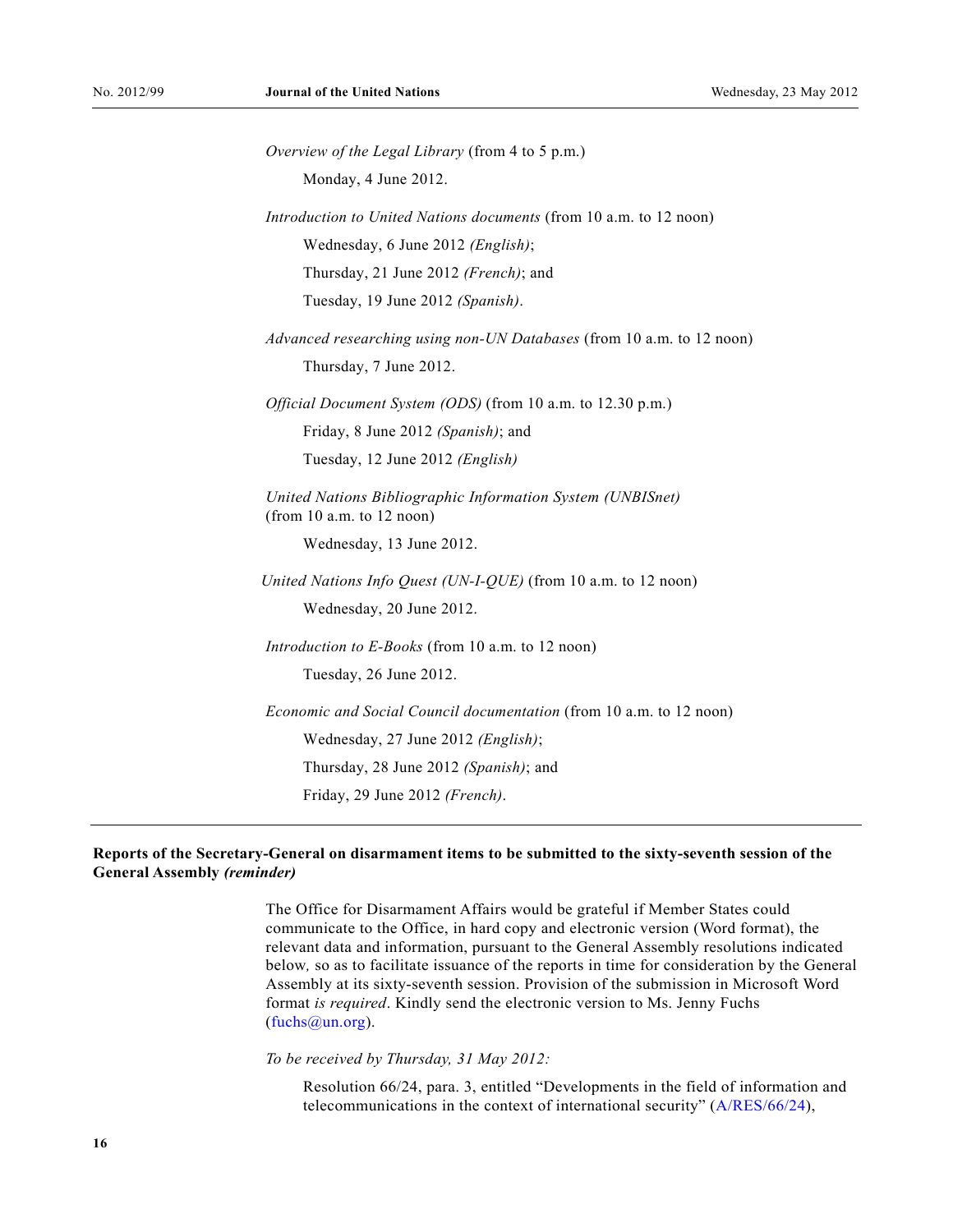*Overview of the Legal Library* (from 4 to 5 p.m.)

Monday, 4 June 2012.

*Introduction to United Nations documents* (from 10 a.m. to 12 noon)

Wednesday, 6 June 2012 *(English)*;

Thursday, 21 June 2012 *(French)*; and

Tuesday, 19 June 2012 *(Spanish)*.

*Advanced researching using non-UN Databases* (from 10 a.m. to 12 noon)

Thursday, 7 June 2012.

*Official Document System (ODS)* (from 10 a.m. to 12.30 p.m.)

Friday, 8 June 2012 *(Spanish)*; and

Tuesday, 12 June 2012 *(English)*

*United Nations Bibliographic Information System (UNBISnet)* (from 10 a.m. to 12 noon)

Wednesday, 13 June 2012.

*United Nations Info Quest (UN-I-QUE)* (from 10 a.m. to 12 noon)

Wednesday, 20 June 2012.

*Introduction to E-Books* (from 10 a.m. to 12 noon)

Tuesday, 26 June 2012.

*Economic and Social Council documentation* (from 10 a.m. to 12 noon)

Wednesday, 27 June 2012 *(English)*;

Thursday, 28 June 2012 *(Spanish)*; and

Friday, 29 June 2012 *(French)*.

---

**Reports of the Secretary-General on disarmament items to be submitted to the sixty-seventh session of the General Assembly *(reminder)***

The Office for Disarmament Affairs would be grateful if Member States could communicate to the Office, in hard copy and electronic version (Word format), the relevant data and information, pursuant to the General Assembly resolutions indicated below, so as to facilitate issuance of the reports in time for consideration by the General Assembly at its sixty-seventh session. Provision of the submission in Microsoft Word format *is required*. Kindly send the electronic version to Ms. Jenny Fuchs (fuchs@un.org).

*To be received by Thursday, 31 May 2012:*

Resolution 66/24, para. 3, entitled "Developments in the field of information and telecommunications in the context of international security" (A/RES/66/24),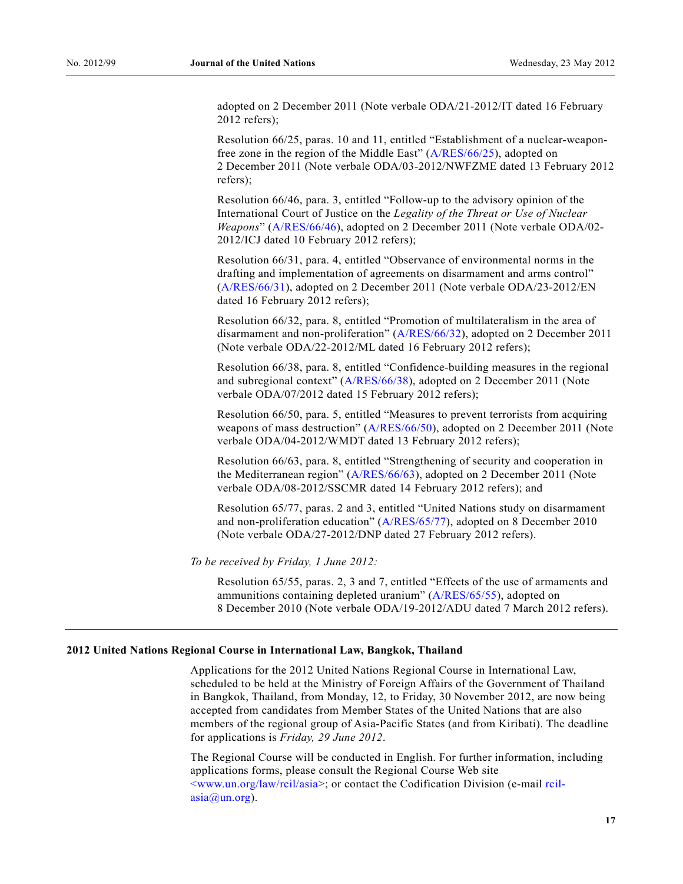adopted on 2 December 2011 (Note verbale ODA/21-2012/IT dated 16 February 2012 refers);

Resolution 66/25, paras. 10 and 11, entitled "Establishment of a nuclear-weapon-free zone in the region of the Middle East" (A/RES/66/25), adopted on 2 December 2011 (Note verbale ODA/03-2012/NWFZME dated 13 February 2012 refers);

Resolution 66/46, para. 3, entitled "Follow-up to the advisory opinion of the International Court of Justice on the *Legality of the Threat or Use of Nuclear Weapons*" (A/RES/66/46), adopted on 2 December 2011 (Note verbale ODA/02-2012/ICJ dated 10 February 2012 refers);

Resolution 66/31, para. 4, entitled "Observance of environmental norms in the drafting and implementation of agreements on disarmament and arms control" (A/RES/66/31), adopted on 2 December 2011 (Note verbale ODA/23-2012/EN dated 16 February 2012 refers);

Resolution 66/32, para. 8, entitled "Promotion of multilateralism in the area of disarmament and non-proliferation" (A/RES/66/32), adopted on 2 December 2011 (Note verbale ODA/22-2012/ML dated 16 February 2012 refers);

Resolution 66/38, para. 8, entitled "Confidence-building measures in the regional and subregional context" (A/RES/66/38), adopted on 2 December 2011 (Note verbale ODA/07/2012 dated 15 February 2012 refers);

Resolution 66/50, para. 5, entitled "Measures to prevent terrorists from acquiring weapons of mass destruction" (A/RES/66/50), adopted on 2 December 2011 (Note verbale ODA/04-2012/WMDT dated 13 February 2012 refers);

Resolution 66/63, para. 8, entitled "Strengthening of security and cooperation in the Mediterranean region" (A/RES/66/63), adopted on 2 December 2011 (Note verbale ODA/08-2012/SSCMR dated 14 February 2012 refers); and

Resolution 65/77, paras. 2 and 3, entitled "United Nations study on disarmament and non-proliferation education" (A/RES/65/77), adopted on 8 December 2010 (Note verbale ODA/27-2012/DNP dated 27 February 2012 refers).

*To be received by Friday, 1 June 2012:*

Resolution 65/55, paras. 2, 3 and 7, entitled "Effects of the use of armaments and ammunitions containing depleted uranium" (A/RES/65/55), adopted on 8 December 2010 (Note verbale ODA/19-2012/ADU dated 7 March 2012 refers).

---

**2012 United Nations Regional Course in International Law, Bangkok, Thailand**

Applications for the 2012 United Nations Regional Course in International Law, scheduled to be held at the Ministry of Foreign Affairs of the Government of Thailand in Bangkok, Thailand, from Monday, 12, to Friday, 30 November 2012, are now being accepted from candidates from Member States of the United Nations that are also members of the regional group of Asia-Pacific States (and from Kiribati). The deadline for applications is *Friday, 29 June 2012*.

The Regional Course will be conducted in English. For further information, including applications forms, please consult the Regional Course Web site <www.un.org/law/rcil/asia>; or contact the Codification Division (e-mail rcil-asia@un.org).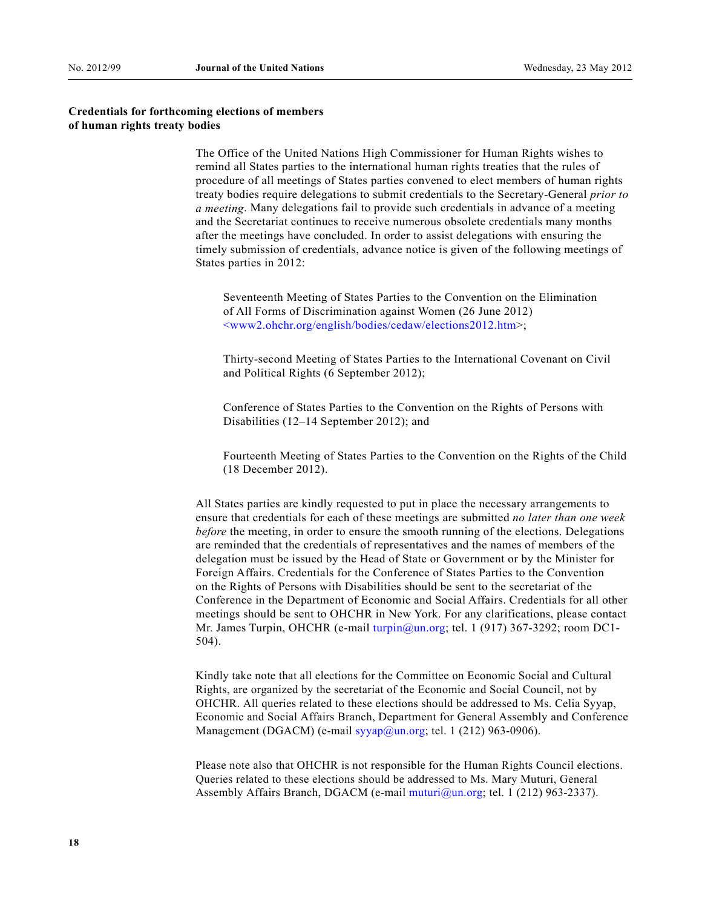**Credentials for forthcoming elections of members of human rights treaty bodies**

The Office of the United Nations High Commissioner for Human Rights wishes to remind all States parties to the international human rights treaties that the rules of procedure of all meetings of States parties convened to elect members of human rights treaty bodies require delegations to submit credentials to the Secretary-General *prior to a meeting*. Many delegations fail to provide such credentials in advance of a meeting and the Secretariat continues to receive numerous obsolete credentials many months after the meetings have concluded. In order to assist delegations with ensuring the timely submission of credentials, advance notice is given of the following meetings of States parties in 2012:

> Seventeenth Meeting of States Parties to the Convention on the Elimination of All Forms of Discrimination against Women (26 June 2012) <www2.ohchr.org/english/bodies/cedaw/elections2012.htm>;
>
> Thirty-second Meeting of States Parties to the International Covenant on Civil and Political Rights (6 September 2012);
>
> Conference of States Parties to the Convention on the Rights of Persons with Disabilities (12–14 September 2012); and
>
> Fourteenth Meeting of States Parties to the Convention on the Rights of the Child (18 December 2012).

All States parties are kindly requested to put in place the necessary arrangements to ensure that credentials for each of these meetings are submitted *no later than one week before* the meeting, in order to ensure the smooth running of the elections. Delegations are reminded that the credentials of representatives and the names of members of the delegation must be issued by the Head of State or Government or by the Minister for Foreign Affairs. Credentials for the Conference of States Parties to the Convention on the Rights of Persons with Disabilities should be sent to the secretariat of the Conference in the Department of Economic and Social Affairs. Credentials for all other meetings should be sent to OHCHR in New York. For any clarifications, please contact Mr. James Turpin, OHCHR (e-mail turpin@un.org; tel. 1 (917) 367-3292; room DC1-504).

Kindly take note that all elections for the Committee on Economic Social and Cultural Rights, are organized by the secretariat of the Economic and Social Council, not by OHCHR. All queries related to these elections should be addressed to Ms. Celia Syyap, Economic and Social Affairs Branch, Department for General Assembly and Conference Management (DGACM) (e-mail syyap@un.org; tel. 1 (212) 963-0906).

Please note also that OHCHR is not responsible for the Human Rights Council elections. Queries related to these elections should be addressed to Ms. Mary Muturi, General Assembly Affairs Branch, DGACM (e-mail muturi@un.org; tel. 1 (212) 963-2337).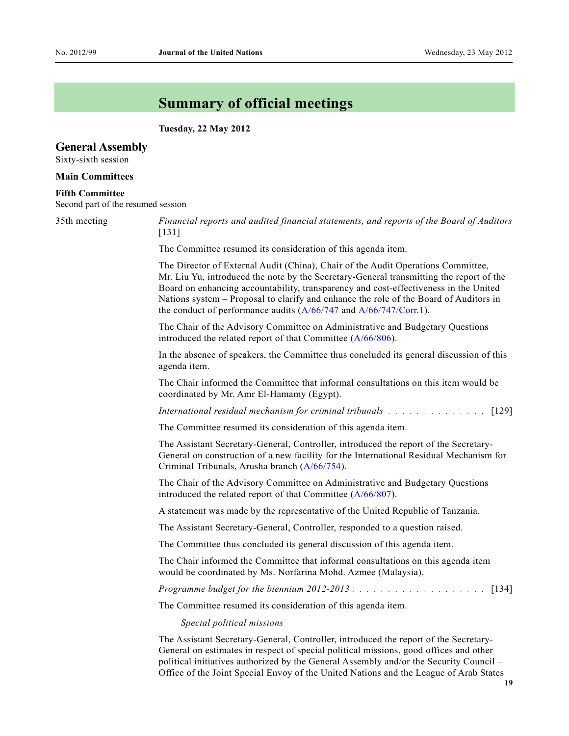# Summary of official meetings

**Tuesday, 22 May 2012**

## General Assembly

Sixty-sixth session

### Main Committees

#### Fifth Committee

Second part of the resumed session

35th meeting

*Financial reports and audited financial statements, and reports of the Board of Auditors* [131]

The Committee resumed its consideration of this agenda item.

The Director of External Audit (China), Chair of the Audit Operations Committee, Mr. Liu Yu, introduced the note by the Secretary-General transmitting the report of the Board on enhancing accountability, transparency and cost-effectiveness in the United Nations system – Proposal to clarify and enhance the role of the Board of Auditors in the conduct of performance audits (A/66/747 and A/66/747/Corr.1).

The Chair of the Advisory Committee on Administrative and Budgetary Questions introduced the related report of that Committee (A/66/806).

In the absence of speakers, the Committee thus concluded its general discussion of this agenda item.

The Chair informed the Committee that informal consultations on this item would be coordinated by Mr. Amr El-Hamamy (Egypt).

*International residual mechanism for criminal tribunals* . . . . . . . . . . . . . . . [129]

The Committee resumed its consideration of this agenda item.

The Assistant Secretary-General, Controller, introduced the report of the Secretary-General on construction of a new facility for the International Residual Mechanism for Criminal Tribunals, Arusha branch (A/66/754).

The Chair of the Advisory Committee on Administrative and Budgetary Questions introduced the related report of that Committee (A/66/807).

A statement was made by the representative of the United Republic of Tanzania.

The Assistant Secretary-General, Controller, responded to a question raised.

The Committee thus concluded its general discussion of this agenda item.

The Chair informed the Committee that informal consultations on this agenda item would be coordinated by Ms. Norfarina Mohd. Azmee (Malaysia).

*Programme budget for the biennium 2012-2013* . . . . . . . . . . . . . . . . . . . . [134]

The Committee resumed its consideration of this agenda item.

*Special political missions*

The Assistant Secretary-General, Controller, introduced the report of the Secretary-General on estimates in respect of special political missions, good offices and other political initiatives authorized by the General Assembly and/or the Security Council – Office of the Joint Special Envoy of the United Nations and the League of Arab States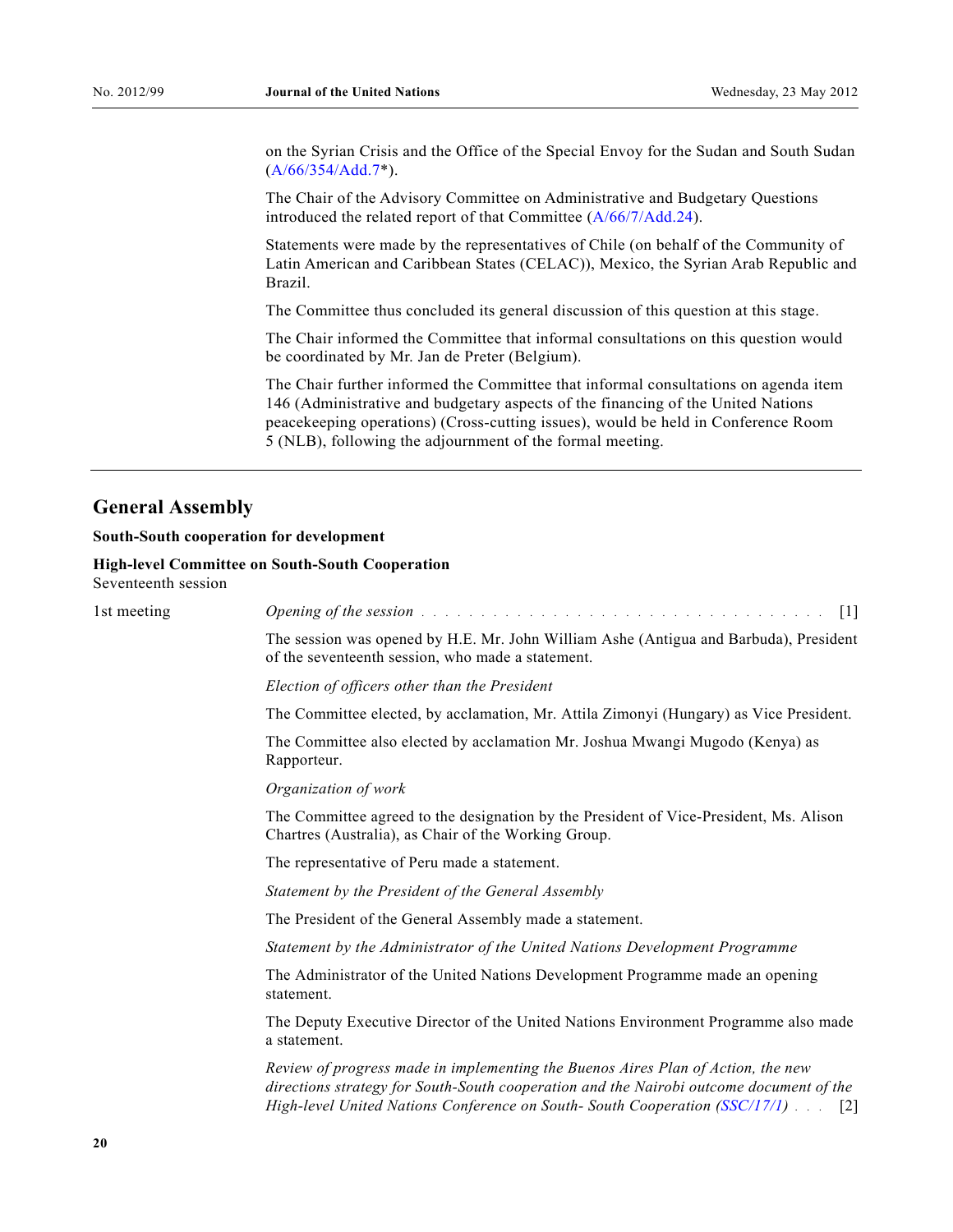on the Syrian Crisis and the Office of the Special Envoy for the Sudan and South Sudan (A/66/354/Add.7*).

The Chair of the Advisory Committee on Administrative and Budgetary Questions introduced the related report of that Committee (A/66/7/Add.24).

Statements were made by the representatives of Chile (on behalf of the Community of Latin American and Caribbean States (CELAC)), Mexico, the Syrian Arab Republic and Brazil.

The Committee thus concluded its general discussion of this question at this stage.

The Chair informed the Committee that informal consultations on this question would be coordinated by Mr. Jan de Preter (Belgium).

The Chair further informed the Committee that informal consultations on agenda item 146 (Administrative and budgetary aspects of the financing of the United Nations peacekeeping operations) (Cross-cutting issues), would be held in Conference Room 5 (NLB), following the adjournment of the formal meeting.

---

## General Assembly

### South-South cooperation for development

**High-level Committee on South-South Cooperation**
Seventeenth session

1st meeting

*Opening of the session* . . . . . . . . . . . . . . . . . . . . . . . . . . . . . . . . . . . [1]

The session was opened by H.E. Mr. John William Ashe (Antigua and Barbuda), President of the seventeenth session, who made a statement.

*Election of officers other than the President*

The Committee elected, by acclamation, Mr. Attila Zimonyi (Hungary) as Vice President.

The Committee also elected by acclamation Mr. Joshua Mwangi Mugodo (Kenya) as Rapporteur.

*Organization of work*

The Committee agreed to the designation by the President of Vice-President, Ms. Alison Chartres (Australia), as Chair of the Working Group.

The representative of Peru made a statement.

*Statement by the President of the General Assembly*

The President of the General Assembly made a statement.

*Statement by the Administrator of the United Nations Development Programme*

The Administrator of the United Nations Development Programme made an opening statement.

The Deputy Executive Director of the United Nations Environment Programme also made a statement.

*Review of progress made in implementing the Buenos Aires Plan of Action, the new directions strategy for South-South cooperation and the Nairobi outcome document of the High-level United Nations Conference on South- South Cooperation (SSC/17/1)* . . . [2]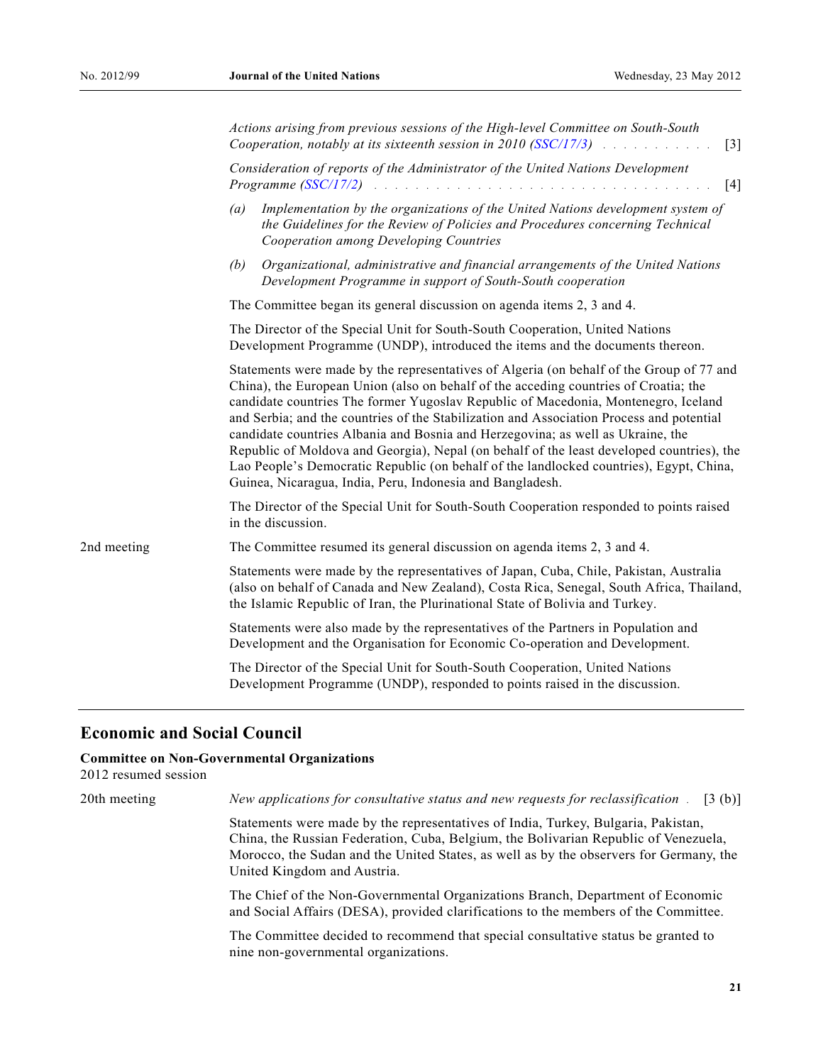*Actions arising from previous sessions of the High-level Committee on South-South Cooperation, notably at its sixteenth session in 2010 (SSC/17/3)* . . . . . . . . . . . [3]

*Consideration of reports of the Administrator of the United Nations Development Programme (SSC/17/2)* . . . . . . . . . . . . . . . . . . . . . . . . . . . . . . . [4]

*(a)* *Implementation by the organizations of the United Nations development system of the Guidelines for the Review of Policies and Procedures concerning Technical Cooperation among Developing Countries*

*(b)* *Organizational, administrative and financial arrangements of the United Nations Development Programme in support of South-South cooperation*

The Committee began its general discussion on agenda items 2, 3 and 4.

The Director of the Special Unit for South-South Cooperation, United Nations Development Programme (UNDP), introduced the items and the documents thereon.

Statements were made by the representatives of Algeria (on behalf of the Group of 77 and China), the European Union (also on behalf of the acceding countries of Croatia; the candidate countries The former Yugoslav Republic of Macedonia, Montenegro, Iceland and Serbia; and the countries of the Stabilization and Association Process and potential candidate countries Albania and Bosnia and Herzegovina; as well as Ukraine, the Republic of Moldova and Georgia), Nepal (on behalf of the least developed countries), the Lao People's Democratic Republic (on behalf of the landlocked countries), Egypt, China, Guinea, Nicaragua, India, Peru, Indonesia and Bangladesh.

The Director of the Special Unit for South-South Cooperation responded to points raised in the discussion.

2nd meeting

The Committee resumed its general discussion on agenda items 2, 3 and 4.

Statements were made by the representatives of Japan, Cuba, Chile, Pakistan, Australia (also on behalf of Canada and New Zealand), Costa Rica, Senegal, South Africa, Thailand, the Islamic Republic of Iran, the Plurinational State of Bolivia and Turkey.

Statements were also made by the representatives of the Partners in Population and Development and the Organisation for Economic Co-operation and Development.

The Director of the Special Unit for South-South Cooperation, United Nations Development Programme (UNDP), responded to points raised in the discussion.

## Economic and Social Council

### Committee on Non-Governmental Organizations

2012 resumed session

20th meeting

*New applications for consultative status and new requests for reclassification* . [3 (b)]

Statements were made by the representatives of India, Turkey, Bulgaria, Pakistan, China, the Russian Federation, Cuba, Belgium, the Bolivarian Republic of Venezuela, Morocco, the Sudan and the United States, as well as by the observers for Germany, the United Kingdom and Austria.

The Chief of the Non-Governmental Organizations Branch, Department of Economic and Social Affairs (DESA), provided clarifications to the members of the Committee.

The Committee decided to recommend that special consultative status be granted to nine non-governmental organizations.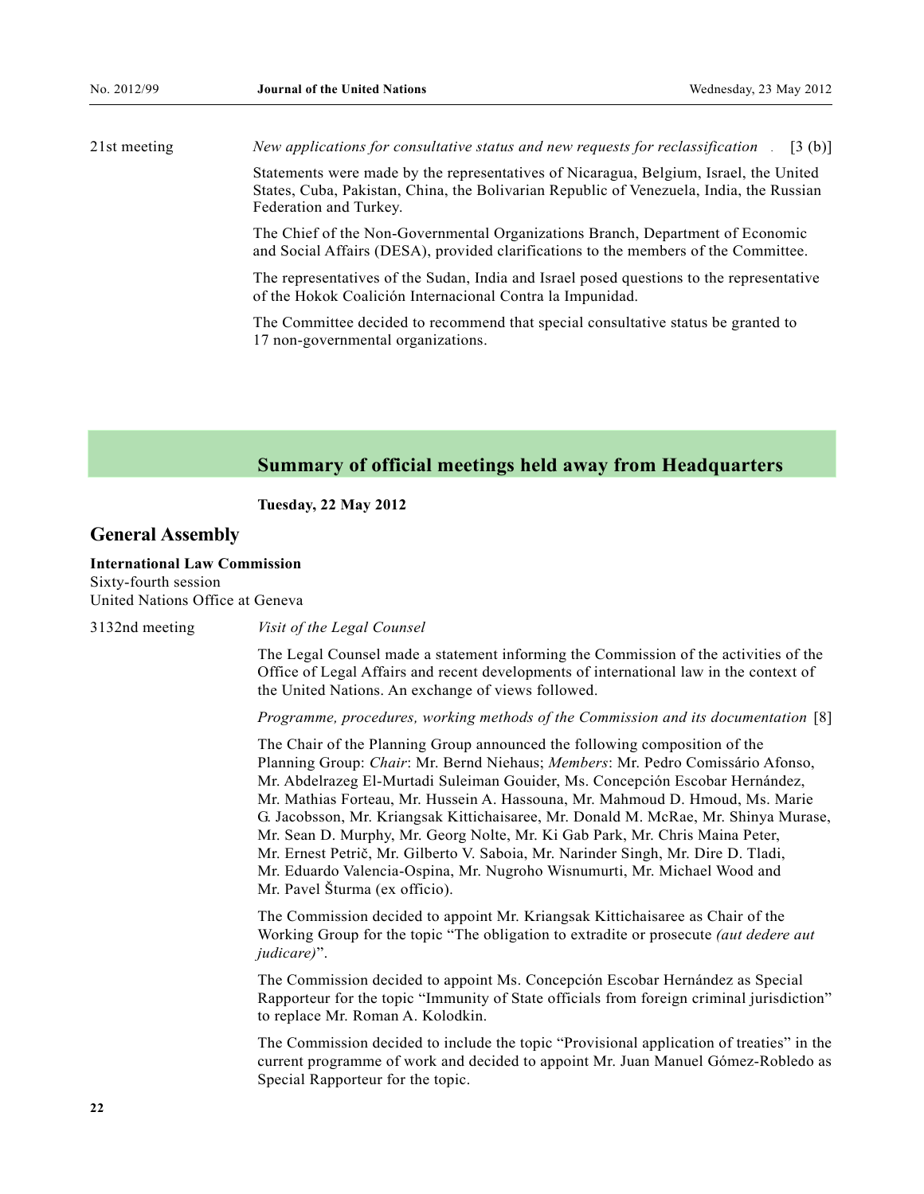21st meeting — *New applications for consultative status and new requests for reclassification* . [3 (b)]

Statements were made by the representatives of Nicaragua, Belgium, Israel, the United States, Cuba, Pakistan, China, the Bolivarian Republic of Venezuela, India, the Russian Federation and Turkey.

The Chief of the Non-Governmental Organizations Branch, Department of Economic and Social Affairs (DESA), provided clarifications to the members of the Committee.

The representatives of the Sudan, India and Israel posed questions to the representative of the Hokok Coalición Internacional Contra la Impunidad.

The Committee decided to recommend that special consultative status be granted to 17 non-governmental organizations.

## Summary of official meetings held away from Headquarters

**Tuesday, 22 May 2012**

## General Assembly

**International Law Commission**
Sixty-fourth session
United Nations Office at Geneva

3132nd meeting — *Visit of the Legal Counsel*

The Legal Counsel made a statement informing the Commission of the activities of the Office of Legal Affairs and recent developments of international law in the context of the United Nations. An exchange of views followed.

*Programme, procedures, working methods of the Commission and its documentation* [8]

The Chair of the Planning Group announced the following composition of the Planning Group: *Chair*: Mr. Bernd Niehaus; *Members*: Mr. Pedro Comissário Afonso, Mr. Abdelrazeg El-Murtadi Suleiman Gouider, Ms. Concepción Escobar Hernández, Mr. Mathias Forteau, Mr. Hussein A. Hassouna, Mr. Mahmoud D. Hmoud, Ms. Marie G. Jacobsson, Mr. Kriangsak Kittichaisaree, Mr. Donald M. McRae, Mr. Shinya Murase, Mr. Sean D. Murphy, Mr. Georg Nolte, Mr. Ki Gab Park, Mr. Chris Maina Peter, Mr. Ernest Petrič, Mr. Gilberto V. Saboia, Mr. Narinder Singh, Mr. Dire D. Tladi, Mr. Eduardo Valencia-Ospina, Mr. Nugroho Wisnumurti, Mr. Michael Wood and Mr. Pavel Šturma (ex officio).

The Commission decided to appoint Mr. Kriangsak Kittichaisaree as Chair of the Working Group for the topic "The obligation to extradite or prosecute *(aut dedere aut judicare)*".

The Commission decided to appoint Ms. Concepción Escobar Hernández as Special Rapporteur for the topic "Immunity of State officials from foreign criminal jurisdiction" to replace Mr. Roman A. Kolodkin.

The Commission decided to include the topic "Provisional application of treaties" in the current programme of work and decided to appoint Mr. Juan Manuel Gómez-Robledo as Special Rapporteur for the topic.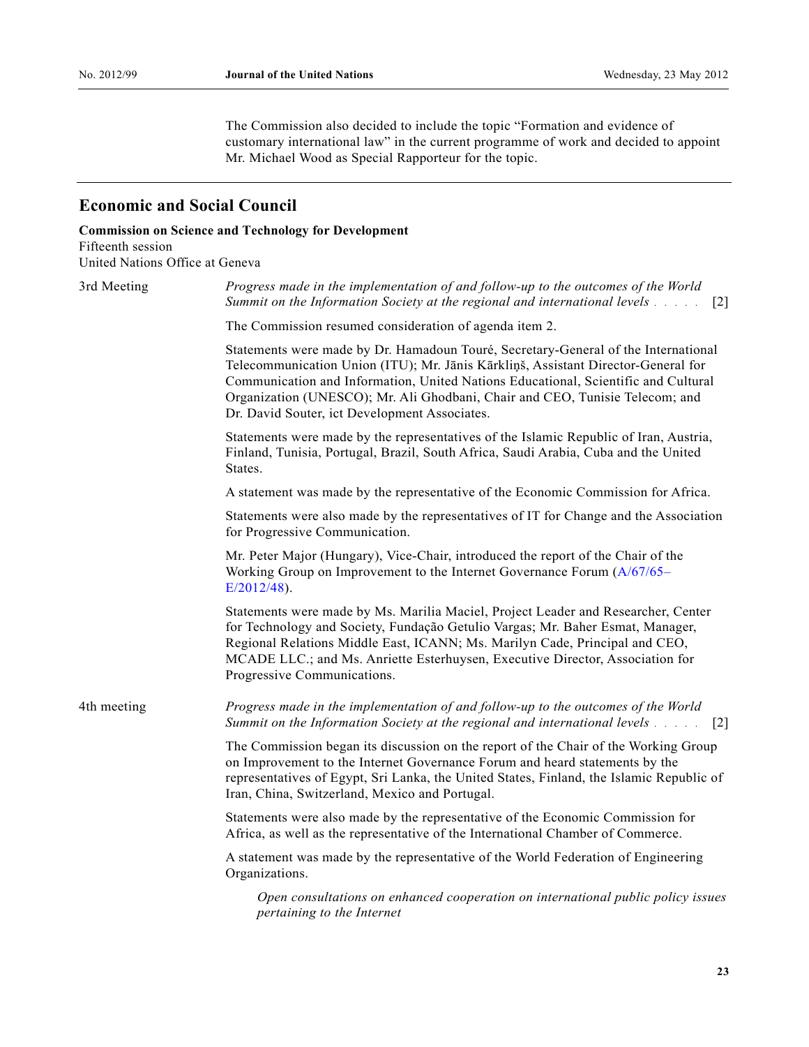The Commission also decided to include the topic "Formation and evidence of customary international law" in the current programme of work and decided to appoint Mr. Michael Wood as Special Rapporteur for the topic.

---

## Economic and Social Council

**Commission on Science and Technology for Development**
Fifteenth session
United Nations Office at Geneva

3rd Meeting

*Progress made in the implementation of and follow-up to the outcomes of the World Summit on the Information Society at the regional and international levels* . . . . . [2]

The Commission resumed consideration of agenda item 2.

Statements were made by Dr. Hamadoun Touré, Secretary-General of the International Telecommunication Union (ITU); Mr. Jānis Kārkliņš, Assistant Director-General for Communication and Information, United Nations Educational, Scientific and Cultural Organization (UNESCO); Mr. Ali Ghodbani, Chair and CEO, Tunisie Telecom; and Dr. David Souter, ict Development Associates.

Statements were made by the representatives of the Islamic Republic of Iran, Austria, Finland, Tunisia, Portugal, Brazil, South Africa, Saudi Arabia, Cuba and the United States.

A statement was made by the representative of the Economic Commission for Africa.

Statements were also made by the representatives of IT for Change and the Association for Progressive Communication.

Mr. Peter Major (Hungary), Vice-Chair, introduced the report of the Chair of the Working Group on Improvement to the Internet Governance Forum (A/67/65–E/2012/48).

Statements were made by Ms. Marilia Maciel, Project Leader and Researcher, Center for Technology and Society, Fundação Getulio Vargas; Mr. Baher Esmat, Manager, Regional Relations Middle East, ICANN; Ms. Marilyn Cade, Principal and CEO, MCADE LLC.; and Ms. Anriette Esterhuysen, Executive Director, Association for Progressive Communications.

4th meeting

*Progress made in the implementation of and follow-up to the outcomes of the World Summit on the Information Society at the regional and international levels* . . . . . [2]

The Commission began its discussion on the report of the Chair of the Working Group on Improvement to the Internet Governance Forum and heard statements by the representatives of Egypt, Sri Lanka, the United States, Finland, the Islamic Republic of Iran, China, Switzerland, Mexico and Portugal.

Statements were also made by the representative of the Economic Commission for Africa, as well as the representative of the International Chamber of Commerce.

A statement was made by the representative of the World Federation of Engineering Organizations.

*Open consultations on enhanced cooperation on international public policy issues pertaining to the Internet*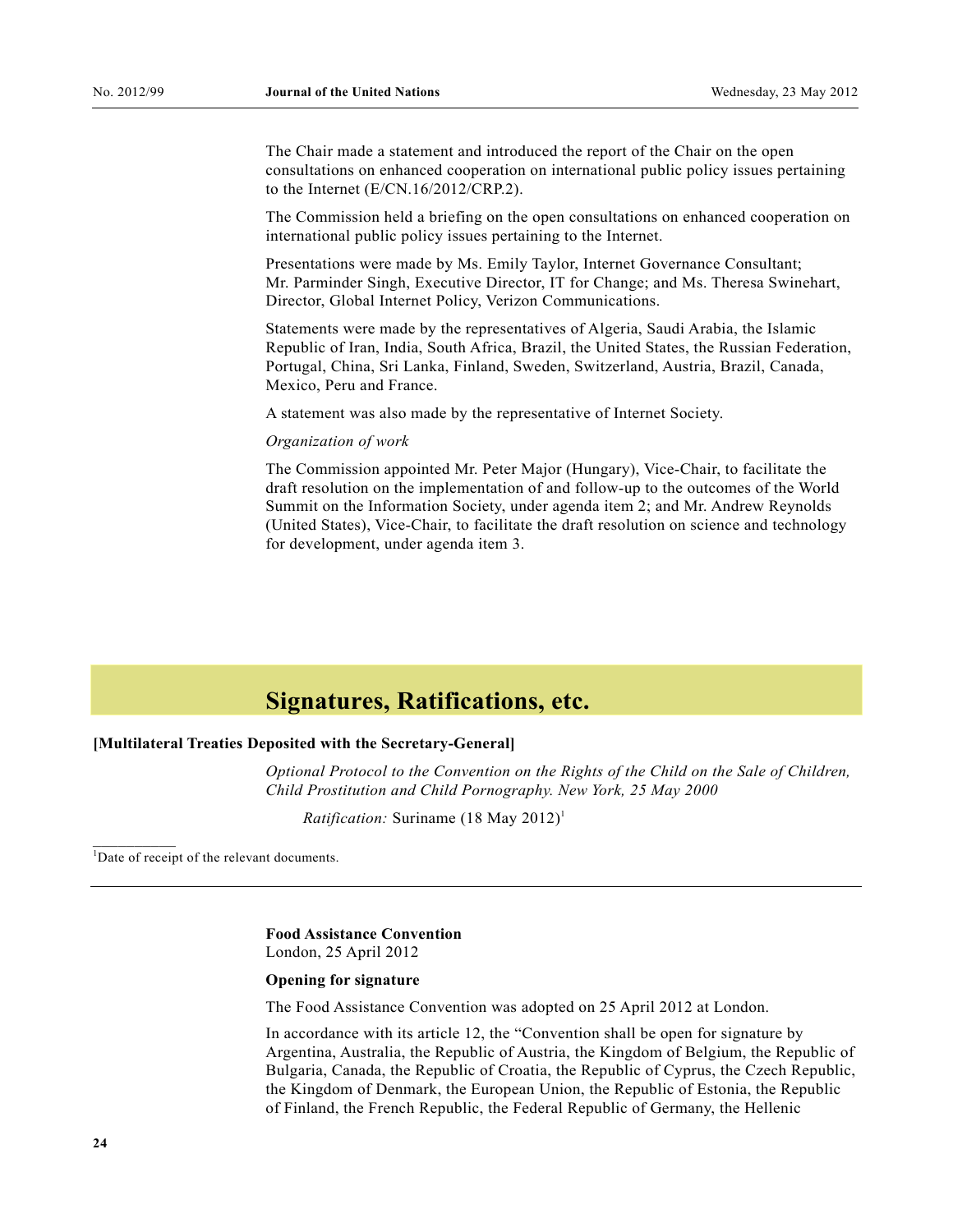The Chair made a statement and introduced the report of the Chair on the open consultations on enhanced cooperation on international public policy issues pertaining to the Internet (E/CN.16/2012/CRP.2).

The Commission held a briefing on the open consultations on enhanced cooperation on international public policy issues pertaining to the Internet.

Presentations were made by Ms. Emily Taylor, Internet Governance Consultant; Mr. Parminder Singh, Executive Director, IT for Change; and Ms. Theresa Swinehart, Director, Global Internet Policy, Verizon Communications.

Statements were made by the representatives of Algeria, Saudi Arabia, the Islamic Republic of Iran, India, South Africa, Brazil, the United States, the Russian Federation, Portugal, China, Sri Lanka, Finland, Sweden, Switzerland, Austria, Brazil, Canada, Mexico, Peru and France.

A statement was also made by the representative of Internet Society.

*Organization of work*

The Commission appointed Mr. Peter Major (Hungary), Vice-Chair, to facilitate the draft resolution on the implementation of and follow-up to the outcomes of the World Summit on the Information Society, under agenda item 2; and Mr. Andrew Reynolds (United States), Vice-Chair, to facilitate the draft resolution on science and technology for development, under agenda item 3.

# Signatures, Ratifications, etc.

**[Multilateral Treaties Deposited with the Secretary-General]**

*Optional Protocol to the Convention on the Rights of the Child on the Sale of Children, Child Prostitution and Child Pornography. New York, 25 May 2000*

*Ratification:* Suriname (18 May 2012)[1]

[1]Date of receipt of the relevant documents.

---

**Food Assistance Convention**
London, 25 April 2012

**Opening for signature**

The Food Assistance Convention was adopted on 25 April 2012 at London.

In accordance with its article 12, the "Convention shall be open for signature by Argentina, Australia, the Republic of Austria, the Kingdom of Belgium, the Republic of Bulgaria, Canada, the Republic of Croatia, the Republic of Cyprus, the Czech Republic, the Kingdom of Denmark, the European Union, the Republic of Estonia, the Republic of Finland, the French Republic, the Federal Republic of Germany, the Hellenic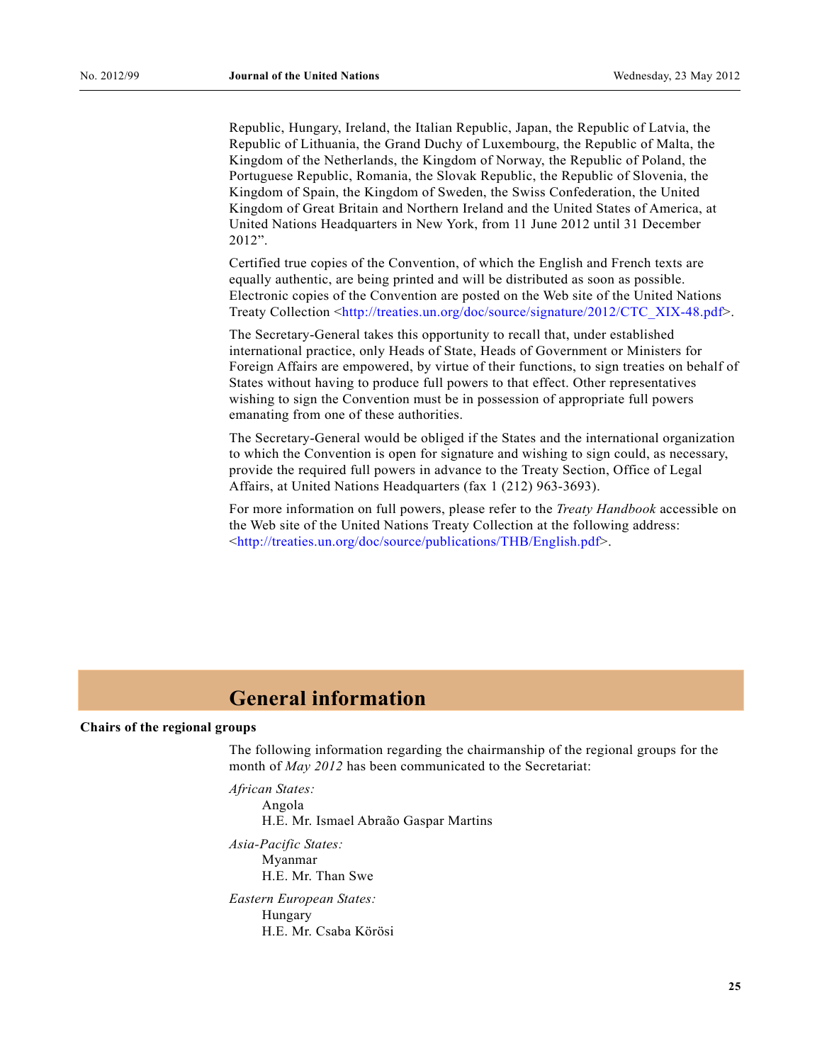Republic, Hungary, Ireland, the Italian Republic, Japan, the Republic of Latvia, the Republic of Lithuania, the Grand Duchy of Luxembourg, the Republic of Malta, the Kingdom of the Netherlands, the Kingdom of Norway, the Republic of Poland, the Portuguese Republic, Romania, the Slovak Republic, the Republic of Slovenia, the Kingdom of Spain, the Kingdom of Sweden, the Swiss Confederation, the United Kingdom of Great Britain and Northern Ireland and the United States of America, at United Nations Headquarters in New York, from 11 June 2012 until 31 December 2012".

Certified true copies of the Convention, of which the English and French texts are equally authentic, are being printed and will be distributed as soon as possible. Electronic copies of the Convention are posted on the Web site of the United Nations Treaty Collection <http://treaties.un.org/doc/source/signature/2012/CTC_XIX-48.pdf>.

The Secretary-General takes this opportunity to recall that, under established international practice, only Heads of State, Heads of Government or Ministers for Foreign Affairs are empowered, by virtue of their functions, to sign treaties on behalf of States without having to produce full powers to that effect. Other representatives wishing to sign the Convention must be in possession of appropriate full powers emanating from one of these authorities.

The Secretary-General would be obliged if the States and the international organization to which the Convention is open for signature and wishing to sign could, as necessary, provide the required full powers in advance to the Treaty Section, Office of Legal Affairs, at United Nations Headquarters (fax 1 (212) 963-3693).

For more information on full powers, please refer to the *Treaty Handbook* accessible on the Web site of the United Nations Treaty Collection at the following address: <http://treaties.un.org/doc/source/publications/THB/English.pdf>.

# General information

**Chairs of the regional groups**

The following information regarding the chairmanship of the regional groups for the month of *May 2012* has been communicated to the Secretariat:

*African States:*
Angola
H.E. Mr. Ismael Abraão Gaspar Martins

*Asia-Pacific States:*
Myanmar
H.E. Mr. Than Swe

*Eastern European States:*
Hungary
H.E. Mr. Csaba Körösi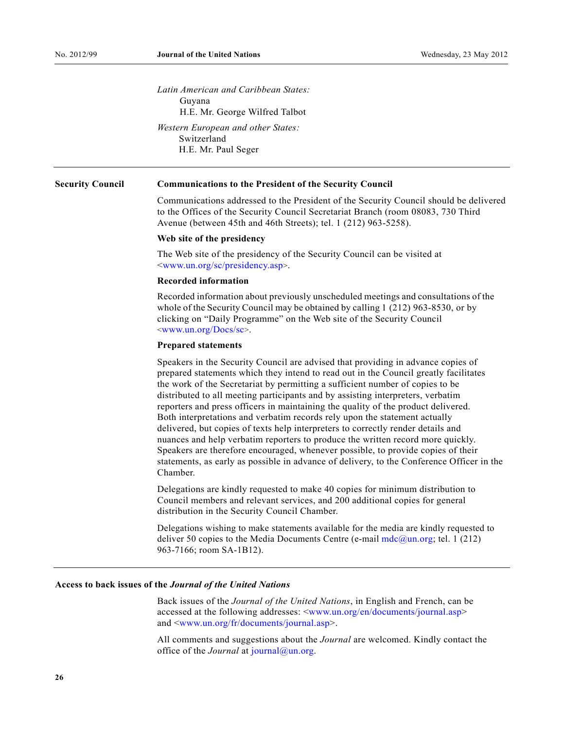*Latin American and Caribbean States:*
Guyana
H.E. Mr. George Wilfred Talbot

*Western European and other States:*
Switzerland
H.E. Mr. Paul Seger

---

## Security Council

### Communications to the President of the Security Council

Communications addressed to the President of the Security Council should be delivered to the Offices of the Security Council Secretariat Branch (room 08083, 730 Third Avenue (between 45th and 46th Streets); tel. 1 (212) 963-5258).

### Web site of the presidency

The Web site of the presidency of the Security Council can be visited at <www.un.org/sc/presidency.asp>.

### Recorded information

Recorded information about previously unscheduled meetings and consultations of the whole of the Security Council may be obtained by calling 1 (212) 963-8530, or by clicking on "Daily Programme" on the Web site of the Security Council <www.un.org/Docs/sc>.

### Prepared statements

Speakers in the Security Council are advised that providing in advance copies of prepared statements which they intend to read out in the Council greatly facilitates the work of the Secretariat by permitting a sufficient number of copies to be distributed to all meeting participants and by assisting interpreters, verbatim reporters and press officers in maintaining the quality of the product delivered. Both interpretations and verbatim records rely upon the statement actually delivered, but copies of texts help interpreters to correctly render details and nuances and help verbatim reporters to produce the written record more quickly. Speakers are therefore encouraged, whenever possible, to provide copies of their statements, as early as possible in advance of delivery, to the Conference Officer in the Chamber.

Delegations are kindly requested to make 40 copies for minimum distribution to Council members and relevant services, and 200 additional copies for general distribution in the Security Council Chamber.

Delegations wishing to make statements available for the media are kindly requested to deliver 50 copies to the Media Documents Centre (e-mail mdc@un.org; tel. 1 (212) 963-7166; room SA-1B12).

---

## Access to back issues of the *Journal of the United Nations*

Back issues of the *Journal of the United Nations*, in English and French, can be accessed at the following addresses: <www.un.org/en/documents/journal.asp> and <www.un.org/fr/documents/journal.asp>.

All comments and suggestions about the *Journal* are welcomed. Kindly contact the office of the *Journal* at journal@un.org.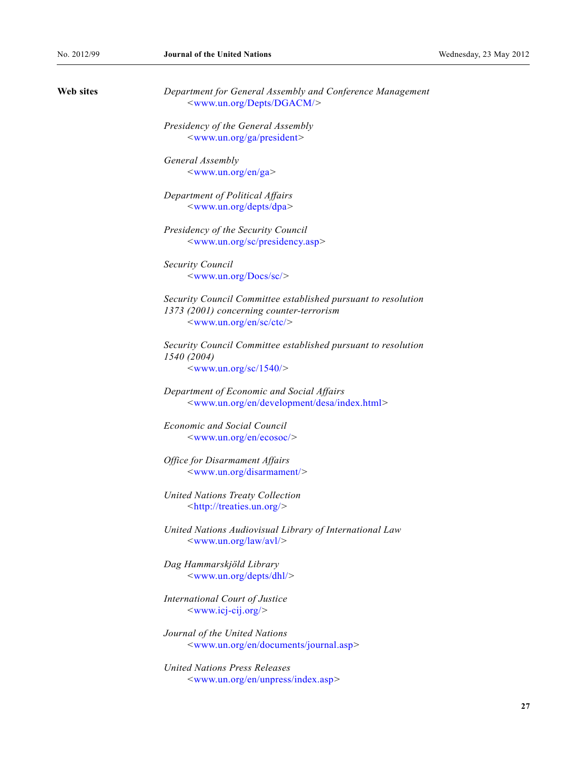**Web sites**

*Department for General Assembly and Conference Management*
<www.un.org/Depts/DGACM/>

*Presidency of the General Assembly*
<www.un.org/ga/president>

*General Assembly*
<www.un.org/en/ga>

*Department of Political Affairs*
<www.un.org/depts/dpa>

*Presidency of the Security Council*
<www.un.org/sc/presidency.asp>

*Security Council*
<www.un.org/Docs/sc/>

*Security Council Committee established pursuant to resolution 1373 (2001) concerning counter-terrorism*
<www.un.org/en/sc/ctc/>

*Security Council Committee established pursuant to resolution 1540 (2004)*
<www.un.org/sc/1540/>

*Department of Economic and Social Affairs*
<www.un.org/en/development/desa/index.html>

*Economic and Social Council*
<www.un.org/en/ecosoc/>

*Office for Disarmament Affairs*
<www.un.org/disarmament/>

*United Nations Treaty Collection*
<http://treaties.un.org/>

*United Nations Audiovisual Library of International Law*
<www.un.org/law/avl/>

*Dag Hammarskjöld Library*
<www.un.org/depts/dhl/>

*International Court of Justice*
<www.icj-cij.org/>

*Journal of the United Nations*
<www.un.org/en/documents/journal.asp>

*United Nations Press Releases*
<www.un.org/en/unpress/index.asp>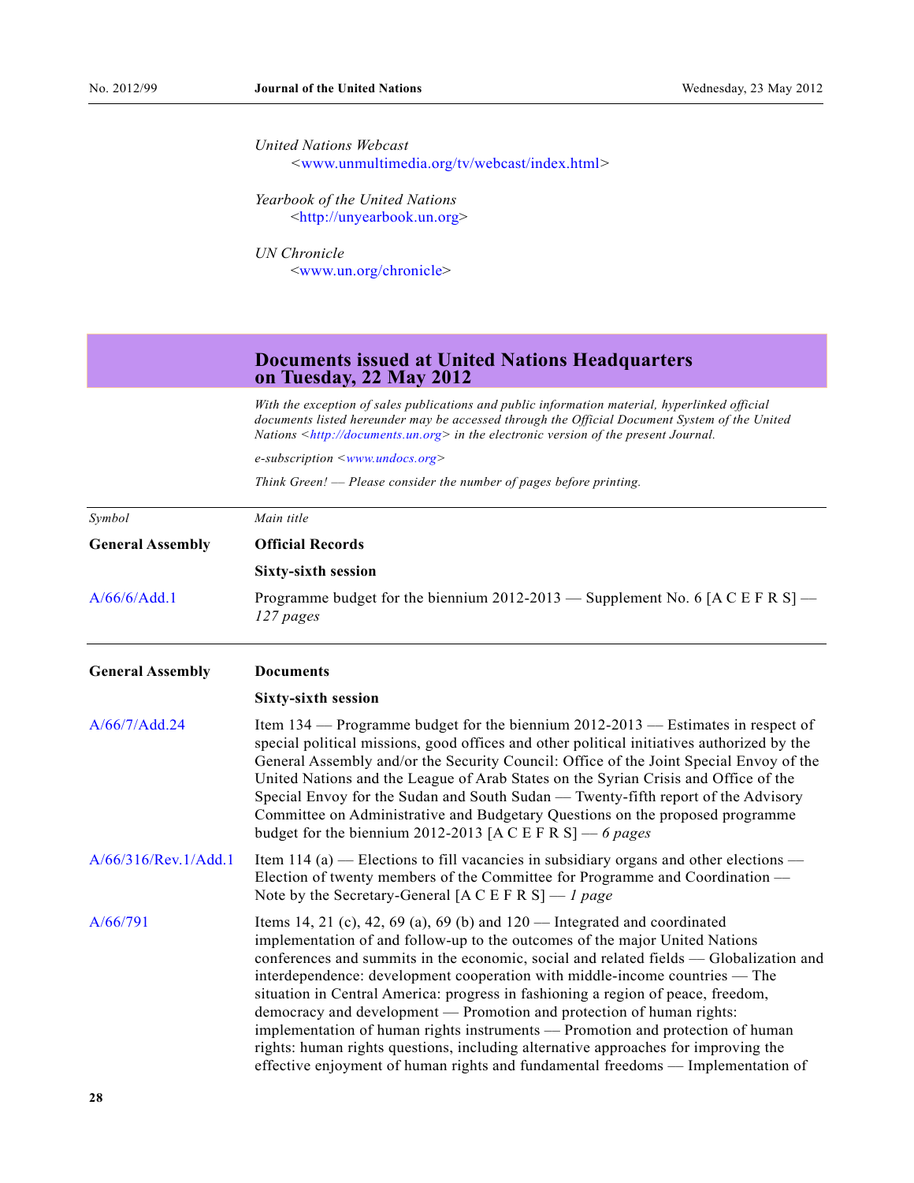*United Nations Webcast*
<www.unmultimedia.org/tv/webcast/index.html>

*Yearbook of the United Nations*
<http://unyearbook.un.org>

*UN Chronicle*
<www.un.org/chronicle>

## Documents issued at United Nations Headquarters on Tuesday, 22 May 2012

*With the exception of sales publications and public information material, hyperlinked official documents listed hereunder may be accessed through the Official Document System of the United Nations <http://documents.un.org> in the electronic version of the present Journal.*

*e-subscription <www.undocs.org>*

*Think Green! — Please consider the number of pages before printing.*

| *Symbol* | *Main title* |
|---|---|
| **General Assembly** | **Official Records** |
| | **Sixty-sixth session** |
| A/66/6/Add.1 | Programme budget for the biennium 2012-2013 — Supplement No. 6 [A C E F R S] — *127 pages* |

| | |
|---|---|
| **General Assembly** | **Documents** |
| | **Sixty-sixth session** |
| A/66/7/Add.24 | Item 134 — Programme budget for the biennium 2012-2013 — Estimates in respect of special political missions, good offices and other political initiatives authorized by the General Assembly and/or the Security Council: Office of the Joint Special Envoy of the United Nations and the League of Arab States on the Syrian Crisis and Office of the Special Envoy for the Sudan and South Sudan — Twenty-fifth report of the Advisory Committee on Administrative and Budgetary Questions on the proposed programme budget for the biennium 2012-2013 [A C E F R S] — *6 pages* |
| A/66/316/Rev.1/Add.1 | Item 114 (a) — Elections to fill vacancies in subsidiary organs and other elections — Election of twenty members of the Committee for Programme and Coordination — Note by the Secretary-General [A C E F R S] — *1 page* |
| A/66/791 | Items 14, 21 (c), 42, 69 (a), 69 (b) and 120 — Integrated and coordinated implementation of and follow-up to the outcomes of the major United Nations conferences and summits in the economic, social and related fields — Globalization and interdependence: development cooperation with middle-income countries — The situation in Central America: progress in fashioning a region of peace, freedom, democracy and development — Promotion and protection of human rights: implementation of human rights instruments — Promotion and protection of human rights: human rights questions, including alternative approaches for improving the effective enjoyment of human rights and fundamental freedoms — Implementation of |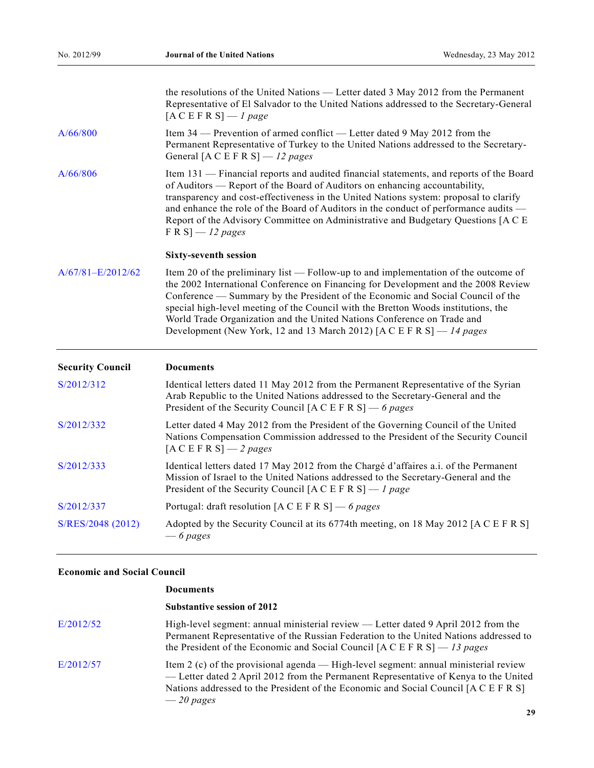| | |
|---|---|
| | the resolutions of the United Nations — Letter dated 3 May 2012 from the Permanent Representative of El Salvador to the United Nations addressed to the Secretary-General [A C E F R S] — *1 page* |
| A/66/800 | Item 34 — Prevention of armed conflict — Letter dated 9 May 2012 from the Permanent Representative of Turkey to the United Nations addressed to the Secretary-General [A C E F R S] — *12 pages* |
| A/66/806 | Item 131 — Financial reports and audited financial statements, and reports of the Board of Auditors — Report of the Board of Auditors on enhancing accountability, transparency and cost-effectiveness in the United Nations system: proposal to clarify and enhance the role of the Board of Auditors in the conduct of performance audits — Report of the Advisory Committee on Administrative and Budgetary Questions [A C E F R S] — *12 pages* |
| | **Sixty-seventh session** |
| A/67/81–E/2012/62 | Item 20 of the preliminary list — Follow-up to and implementation of the outcome of the 2002 International Conference on Financing for Development and the 2008 Review Conference — Summary by the President of the Economic and Social Council of the special high-level meeting of the Council with the Bretton Woods institutions, the World Trade Organization and the United Nations Conference on Trade and Development (New York, 12 and 13 March 2012) [A C E F R S] — *14 pages* |

| **Security Council** | **Documents** |
|---|---|
| S/2012/312 | Identical letters dated 11 May 2012 from the Permanent Representative of the Syrian Arab Republic to the United Nations addressed to the Secretary-General and the President of the Security Council [A C E F R S] — *6 pages* |
| S/2012/332 | Letter dated 4 May 2012 from the President of the Governing Council of the United Nations Compensation Commission addressed to the President of the Security Council [A C E F R S] — *2 pages* |
| S/2012/333 | Identical letters dated 17 May 2012 from the Chargé d'affaires a.i. of the Permanent Mission of Israel to the United Nations addressed to the Secretary-General and the President of the Security Council [A C E F R S] — *1 page* |
| S/2012/337 | Portugal: draft resolution [A C E F R S] — *6 pages* |
| S/RES/2048 (2012) | Adopted by the Security Council at its 6774th meeting, on 18 May 2012 [A C E F R S] — *6 pages* |

**Economic and Social Council**

| | |
|---|---|
| | **Documents** |
| | **Substantive session of 2012** |
| E/2012/52 | High-level segment: annual ministerial review — Letter dated 9 April 2012 from the Permanent Representative of the Russian Federation to the United Nations addressed to the President of the Economic and Social Council [A C E F R S] — *13 pages* |
| E/2012/57 | Item 2 (c) of the provisional agenda — High-level segment: annual ministerial review — Letter dated 2 April 2012 from the Permanent Representative of Kenya to the United Nations addressed to the President of the Economic and Social Council [A C E F R S] — *20 pages* |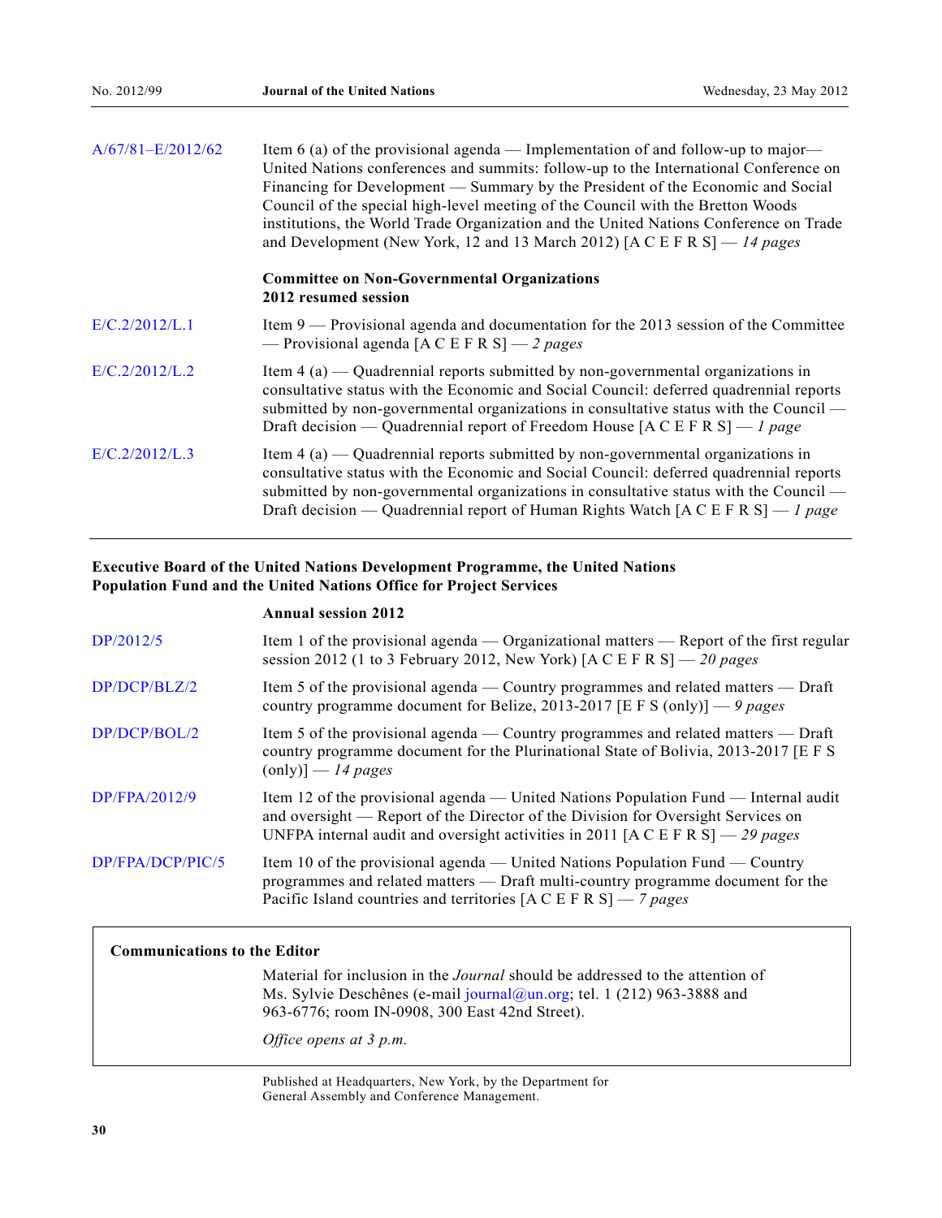A/67/81–E/2012/62 Item 6 (a) of the provisional agenda — Implementation of and follow-up to major— United Nations conferences and summits: follow-up to the International Conference on Financing for Development — Summary by the President of the Economic and Social Council of the special high-level meeting of the Council with the Bretton Woods institutions, the World Trade Organization and the United Nations Conference on Trade and Development (New York, 12 and 13 March 2012) [A C E F R S] — *14 pages*

**Committee on Non-Governmental Organizations**
**2012 resumed session**

E/C.2/2012/L.1 Item 9 — Provisional agenda and documentation for the 2013 session of the Committee — Provisional agenda [A C E F R S] — *2 pages*

E/C.2/2012/L.2 Item 4 (a) — Quadrennial reports submitted by non-governmental organizations in consultative status with the Economic and Social Council: deferred quadrennial reports submitted by non-governmental organizations in consultative status with the Council — Draft decision — Quadrennial report of Freedom House [A C E F R S] — *1 page*

E/C.2/2012/L.3 Item 4 (a) — Quadrennial reports submitted by non-governmental organizations in consultative status with the Economic and Social Council: deferred quadrennial reports submitted by non-governmental organizations in consultative status with the Council — Draft decision — Quadrennial report of Human Rights Watch [A C E F R S] — *1 page*

## Executive Board of the United Nations Development Programme, the United Nations Population Fund and the United Nations Office for Project Services

**Annual session 2012**

DP/2012/5 Item 1 of the provisional agenda — Organizational matters — Report of the first regular session 2012 (1 to 3 February 2012, New York) [A C E F R S] — *20 pages*

DP/DCP/BLZ/2 Item 5 of the provisional agenda — Country programmes and related matters — Draft country programme document for Belize, 2013-2017 [E F S (only)] — *9 pages*

DP/DCP/BOL/2 Item 5 of the provisional agenda — Country programmes and related matters — Draft country programme document for the Plurinational State of Bolivia, 2013-2017 [E F S (only)] — *14 pages*

DP/FPA/2012/9 Item 12 of the provisional agenda — United Nations Population Fund — Internal audit and oversight — Report of the Director of the Division for Oversight Services on UNFPA internal audit and oversight activities in 2011 [A C E F R S] — *29 pages*

DP/FPA/DCP/PIC/5 Item 10 of the provisional agenda — United Nations Population Fund — Country programmes and related matters — Draft multi-country programme document for the Pacific Island countries and territories [A C E F R S] — *7 pages*

**Communications to the Editor**

Material for inclusion in the *Journal* should be addressed to the attention of Ms. Sylvie Deschênes (e-mail journal@un.org; tel. 1 (212) 963-3888 and 963-6776; room IN-0908, 300 East 42nd Street).

*Office opens at 3 p.m.*

Published at Headquarters, New York, by the Department for General Assembly and Conference Management.